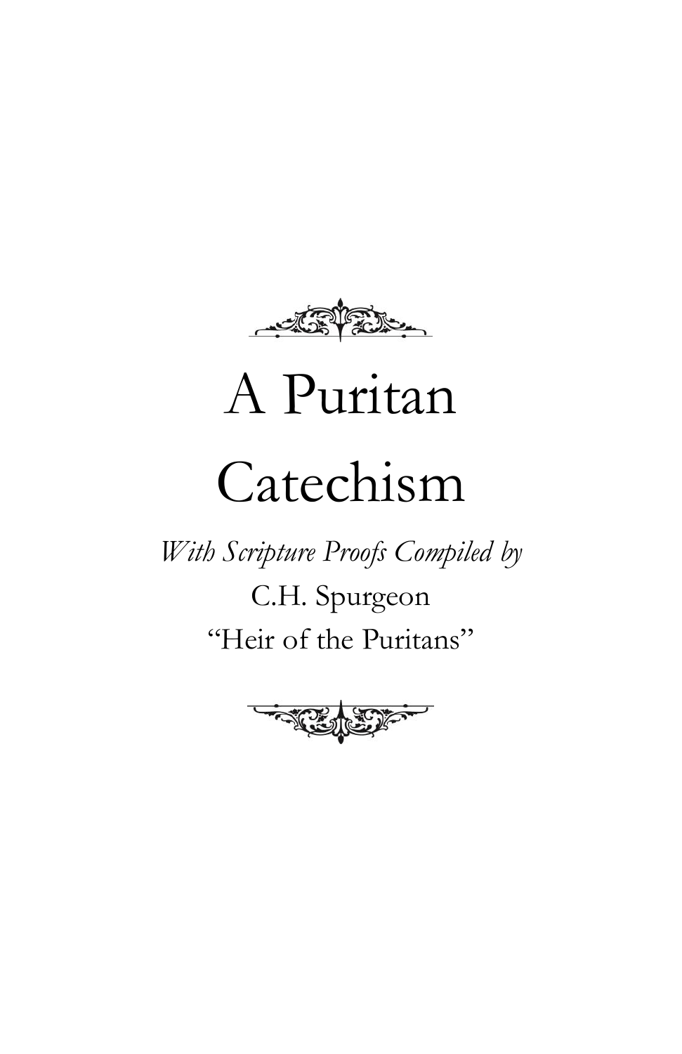# A Puritan Catechism

*With Scripture Proofs Compiled by*

C.H. Spurgeon

"Heir of the Puritans"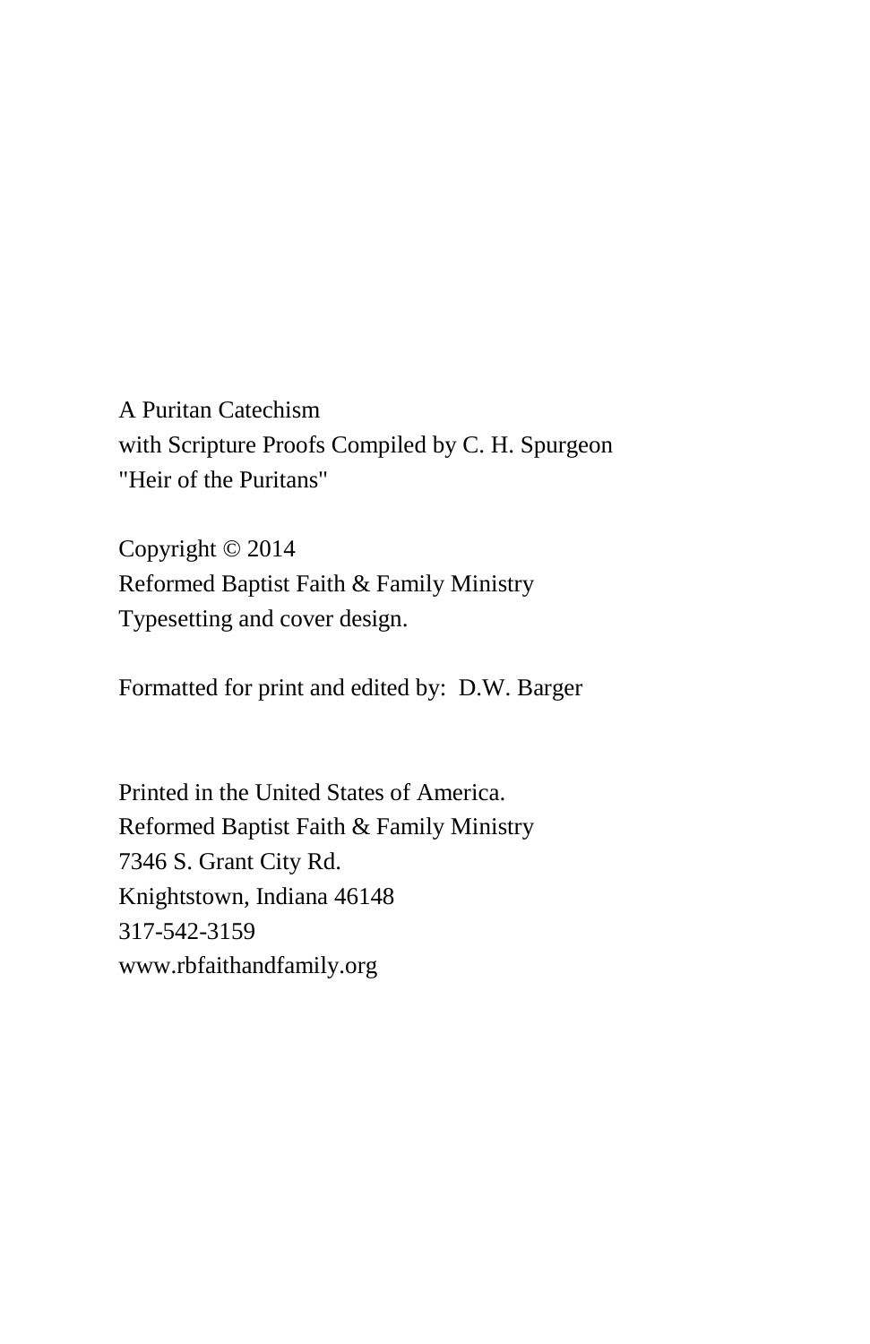A Puritan Catechism
with Scripture Proofs Compiled by C. H. Spurgeon
"Heir of the Puritans"

Copyright © 2014
Reformed Baptist Faith & Family Ministry
Typesetting and cover design.

Formatted for print and edited by: D.W. Barger

Printed in the United States of America.
Reformed Baptist Faith & Family Ministry
7346 S. Grant City Rd.
Knightstown, Indiana 46148
317-542-3159
www.rbfaithandfamily.org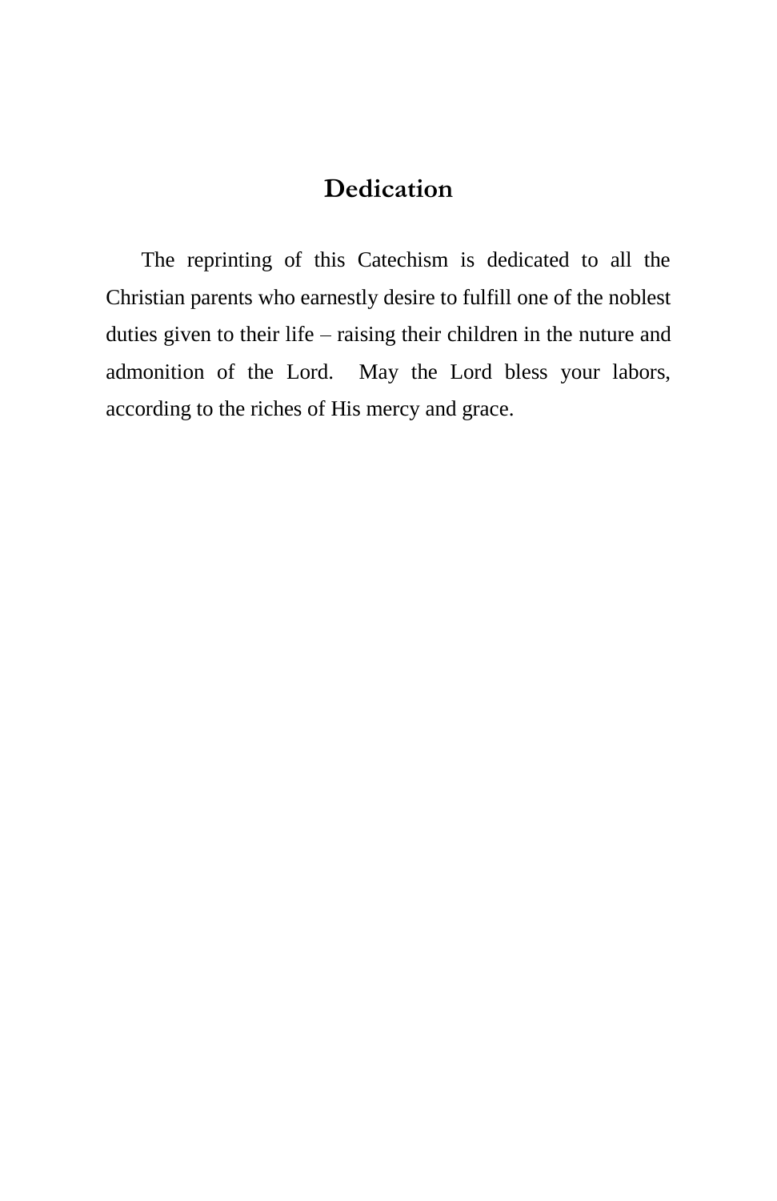# Dedication

The reprinting of this Catechism is dedicated to all the Christian parents who earnestly desire to fulfill one of the noblest duties given to their life – raising their children in the nuture and admonition of the Lord. May the Lord bless your labors, according to the riches of His mercy and grace.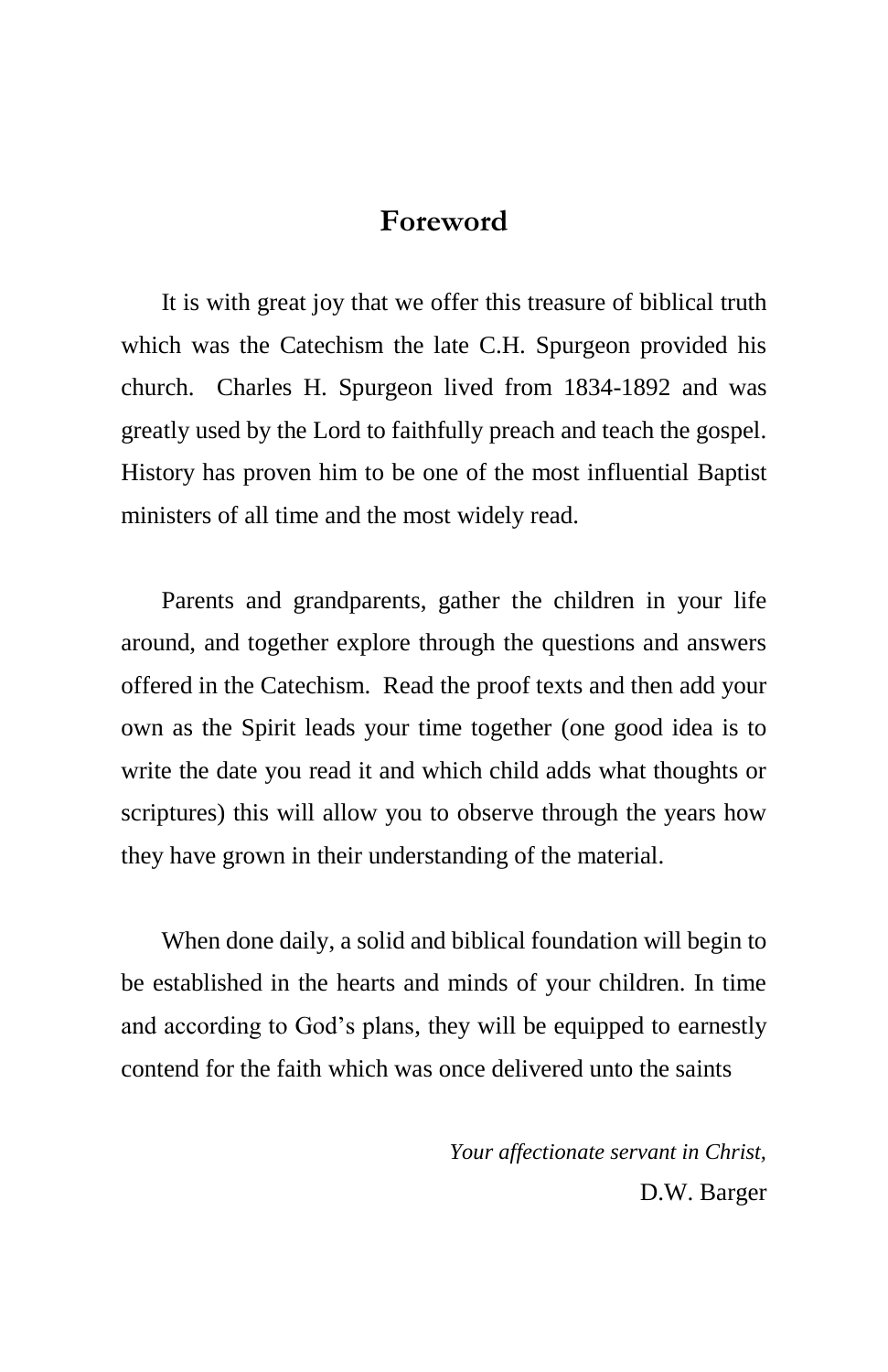# Foreword

It is with great joy that we offer this treasure of biblical truth which was the Catechism the late C.H. Spurgeon provided his church. Charles H. Spurgeon lived from 1834-1892 and was greatly used by the Lord to faithfully preach and teach the gospel. History has proven him to be one of the most influential Baptist ministers of all time and the most widely read.

Parents and grandparents, gather the children in your life around, and together explore through the questions and answers offered in the Catechism. Read the proof texts and then add your own as the Spirit leads your time together (one good idea is to write the date you read it and which child adds what thoughts or scriptures) this will allow you to observe through the years how they have grown in their understanding of the material.

When done daily, a solid and biblical foundation will begin to be established in the hearts and minds of your children. In time and according to God's plans, they will be equipped to earnestly contend for the faith which was once delivered unto the saints

*Your affectionate servant in Christ,*

D.W. Barger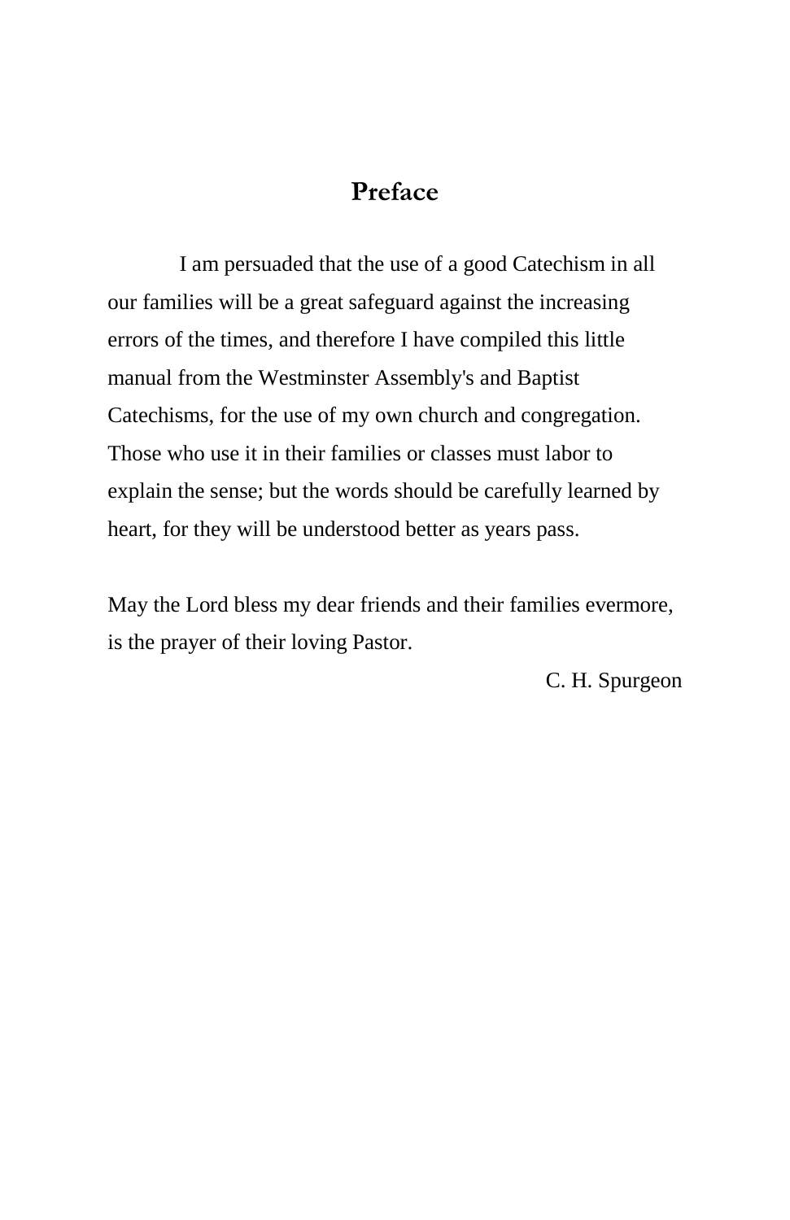## Preface

I am persuaded that the use of a good Catechism in all our families will be a great safeguard against the increasing errors of the times, and therefore I have compiled this little manual from the Westminster Assembly's and Baptist Catechisms, for the use of my own church and congregation. Those who use it in their families or classes must labor to explain the sense; but the words should be carefully learned by heart, for they will be understood better as years pass.

May the Lord bless my dear friends and their families evermore, is the prayer of their loving Pastor.

C. H. Spurgeon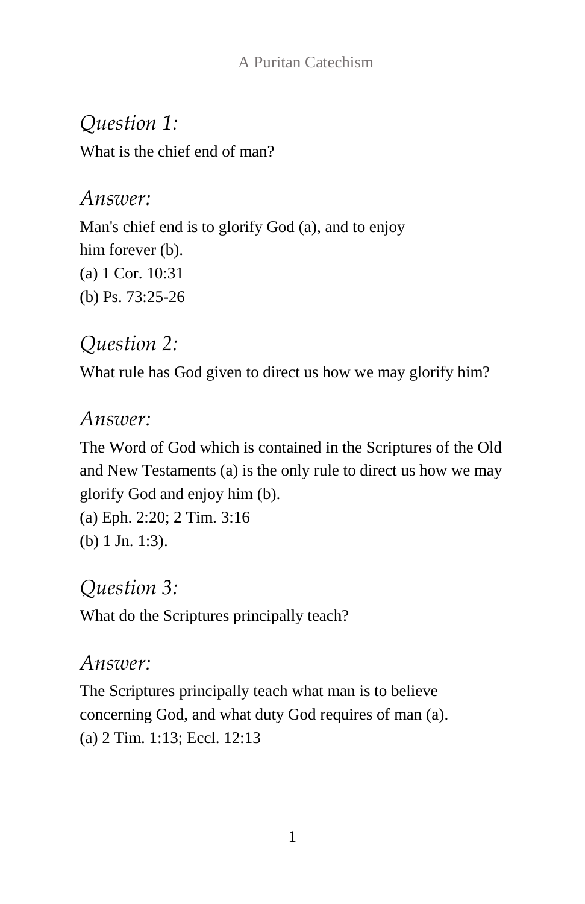### *Question 1:*

What is the chief end of man?

### *Answer:*

Man's chief end is to glorify God (a), and to enjoy him forever (b).
(a) 1 Cor. 10:31
(b) Ps. 73:25-26

### *Question 2:*

What rule has God given to direct us how we may glorify him?

### *Answer:*

The Word of God which is contained in the Scriptures of the Old and New Testaments (a) is the only rule to direct us how we may glorify God and enjoy him (b).
(a) Eph. 2:20; 2 Tim. 3:16
(b) 1 Jn. 1:3).

### *Question 3:*

What do the Scriptures principally teach?

### *Answer:*

The Scriptures principally teach what man is to believe concerning God, and what duty God requires of man (a).
(a) 2 Tim. 1:13; Eccl. 12:13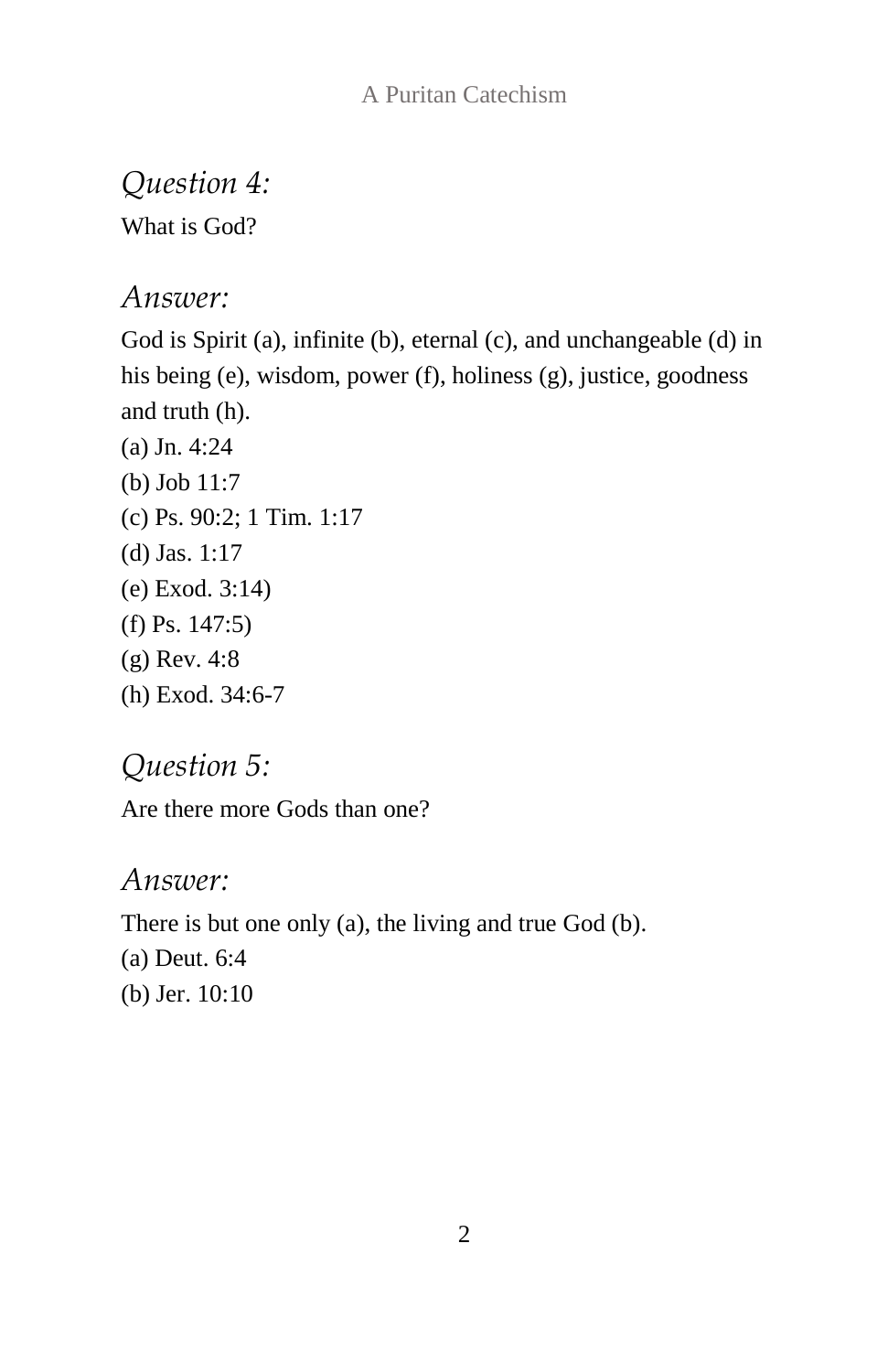*Question 4:*

What is God?

*Answer:*

God is Spirit (a), infinite (b), eternal (c), and unchangeable (d) in his being (e), wisdom, power (f), holiness (g), justice, goodness and truth (h).

(a) Jn. 4:24
(b) Job 11:7
(c) Ps. 90:2; 1 Tim. 1:17
(d) Jas. 1:17
(e) Exod. 3:14)
(f) Ps. 147:5)
(g) Rev. 4:8
(h) Exod. 34:6-7

*Question 5:*

Are there more Gods than one?

*Answer:*

There is but one only (a), the living and true God (b).

(a) Deut. 6:4
(b) Jer. 10:10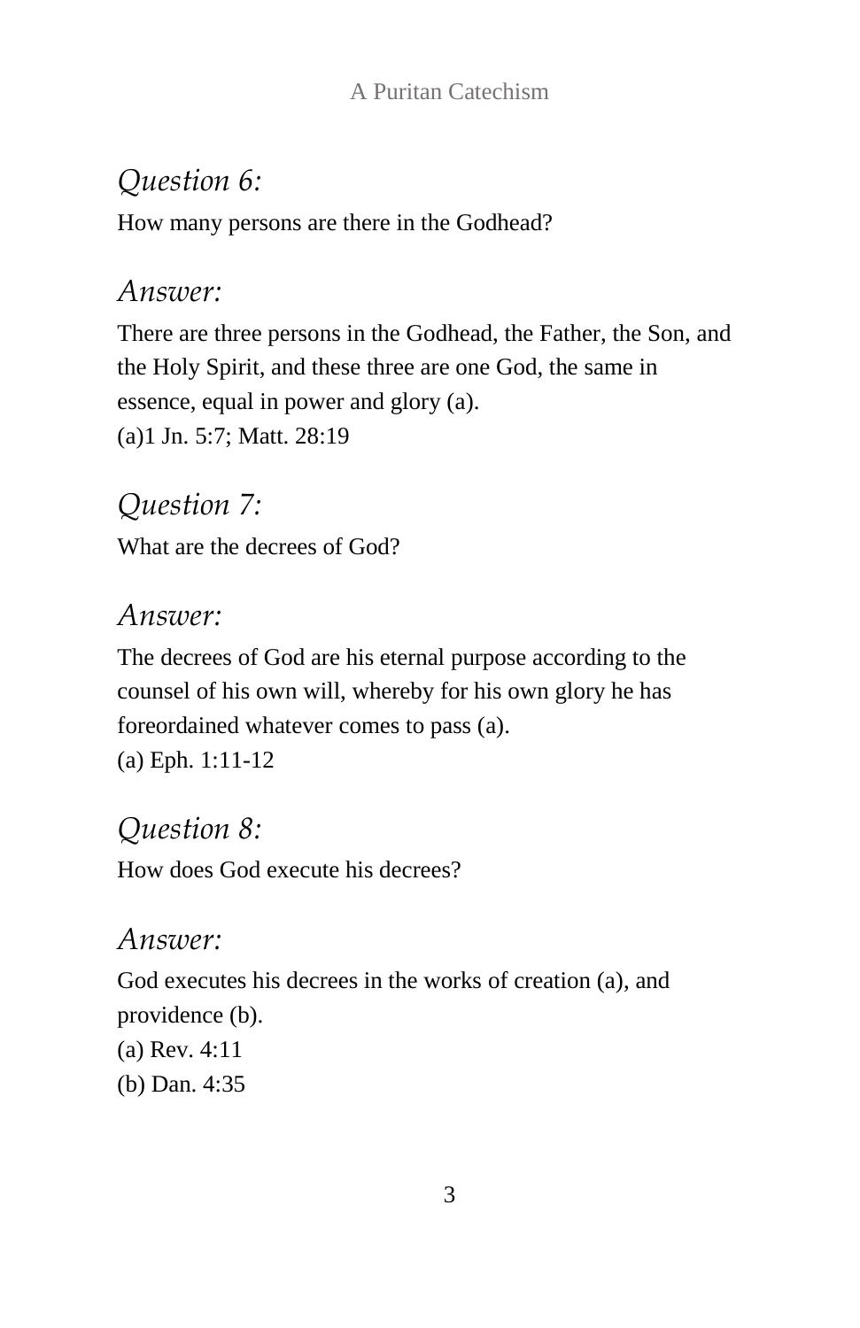*Question 6:*

How many persons are there in the Godhead?

*Answer:*

There are three persons in the Godhead, the Father, the Son, and the Holy Spirit, and these three are one God, the same in essence, equal in power and glory (a).

(a)1 Jn. 5:7; Matt. 28:19

*Question 7:*

What are the decrees of God?

*Answer:*

The decrees of God are his eternal purpose according to the counsel of his own will, whereby for his own glory he has foreordained whatever comes to pass (a).

(a) Eph. 1:11-12

*Question 8:*

How does God execute his decrees?

*Answer:*

God executes his decrees in the works of creation (a), and providence (b).

(a) Rev. 4:11

(b) Dan. 4:35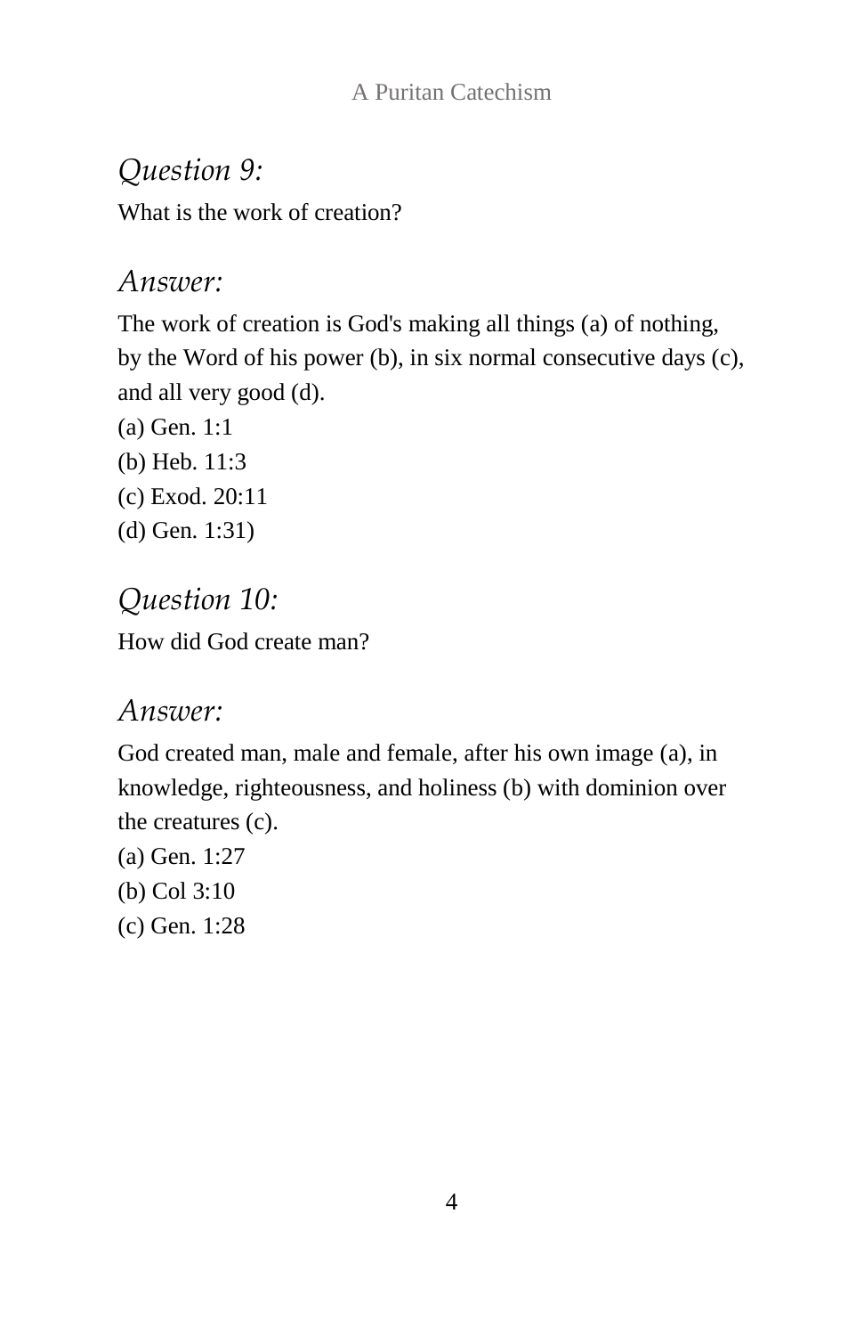*Question 9:*

What is the work of creation?

*Answer:*

The work of creation is God's making all things (a) of nothing, by the Word of his power (b), in six normal consecutive days (c), and all very good (d).

(a) Gen. 1:1
(b) Heb. 11:3
(c) Exod. 20:11
(d) Gen. 1:31)

*Question 10:*

How did God create man?

*Answer:*

God created man, male and female, after his own image (a), in knowledge, righteousness, and holiness (b) with dominion over the creatures (c).

(a) Gen. 1:27
(b) Col 3:10
(c) Gen. 1:28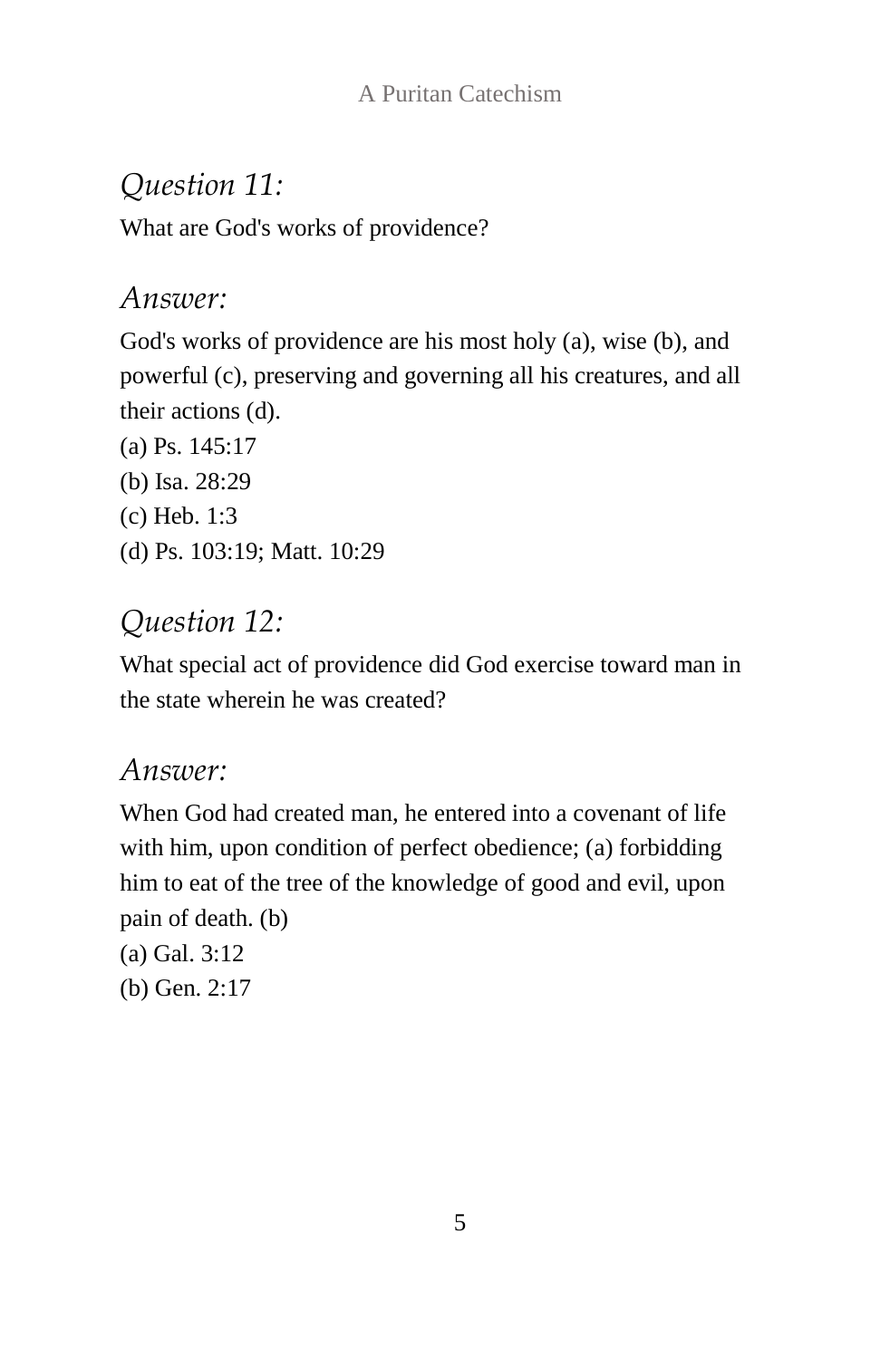*Question 11:*

What are God's works of providence?

*Answer:*

God's works of providence are his most holy (a), wise (b), and powerful (c), preserving and governing all his creatures, and all their actions (d).

(a) Ps. 145:17
(b) Isa. 28:29
(c) Heb. 1:3
(d) Ps. 103:19; Matt. 10:29

*Question 12:*

What special act of providence did God exercise toward man in the state wherein he was created?

*Answer:*

When God had created man, he entered into a covenant of life with him, upon condition of perfect obedience; (a) forbidding him to eat of the tree of the knowledge of good and evil, upon pain of death. (b)

(a) Gal. 3:12
(b) Gen. 2:17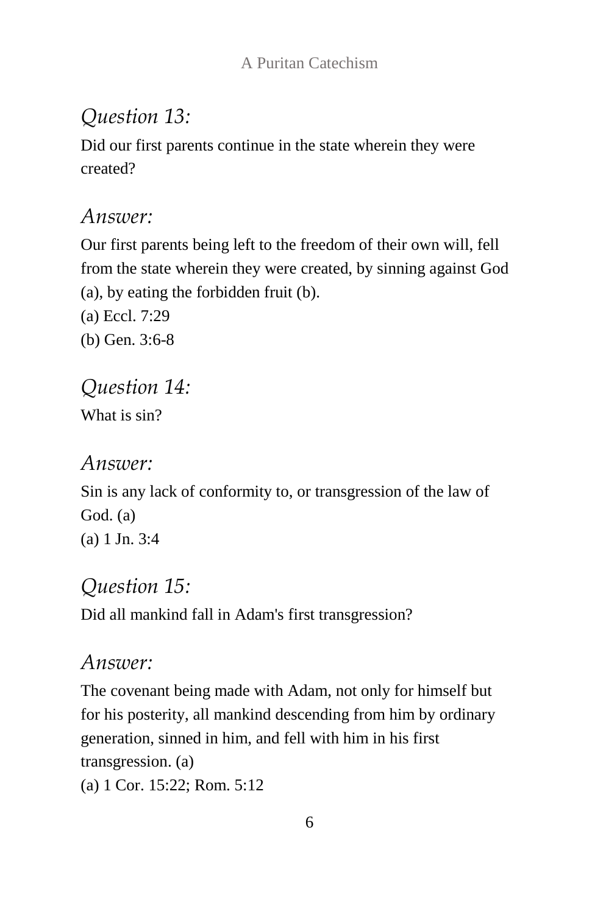## *Question 13:*

Did our first parents continue in the state wherein they were created?

## *Answer:*

Our first parents being left to the freedom of their own will, fell from the state wherein they were created, by sinning against God (a), by eating the forbidden fruit (b).

(a) Eccl. 7:29

(b) Gen. 3:6-8

## *Question 14:*

What is sin?

## *Answer:*

Sin is any lack of conformity to, or transgression of the law of God. (a)

(a) 1 Jn. 3:4

## *Question 15:*

Did all mankind fall in Adam's first transgression?

## *Answer:*

The covenant being made with Adam, not only for himself but for his posterity, all mankind descending from him by ordinary generation, sinned in him, and fell with him in his first transgression. (a)

(a) 1 Cor. 15:22; Rom. 5:12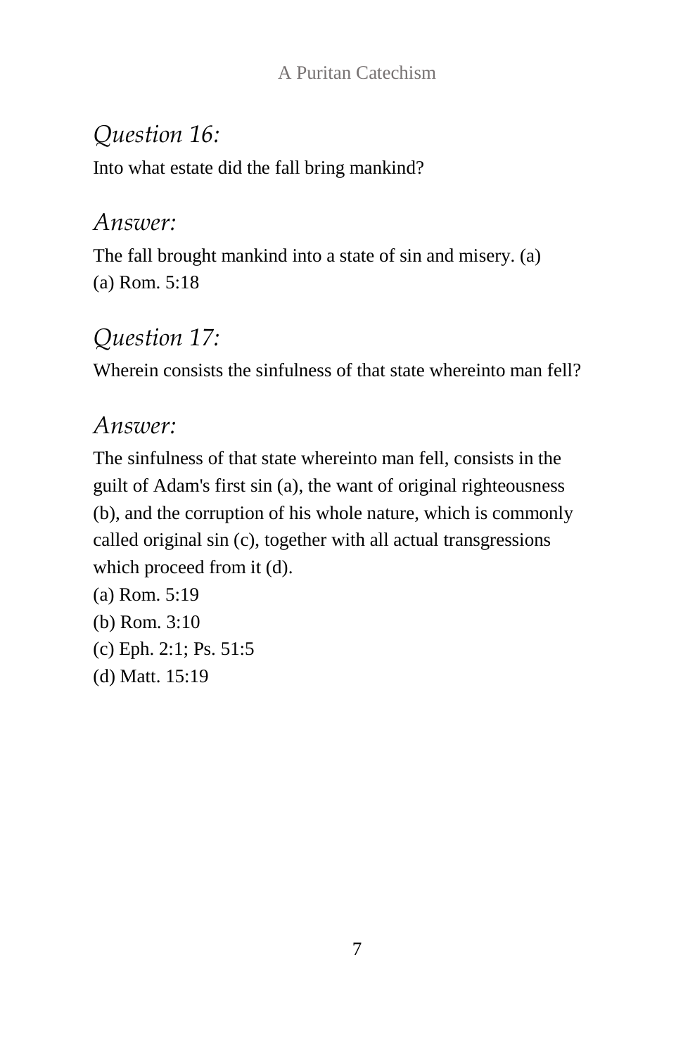## *Question 16:*

Into what estate did the fall bring mankind?

## *Answer:*

The fall brought mankind into a state of sin and misery. (a)
(a) Rom. 5:18

## *Question 17:*

Wherein consists the sinfulness of that state whereinto man fell?

## *Answer:*

The sinfulness of that state whereinto man fell, consists in the guilt of Adam's first sin (a), the want of original righteousness (b), and the corruption of his whole nature, which is commonly called original sin (c), together with all actual transgressions which proceed from it (d).

(a) Rom. 5:19
(b) Rom. 3:10
(c) Eph. 2:1; Ps. 51:5
(d) Matt. 15:19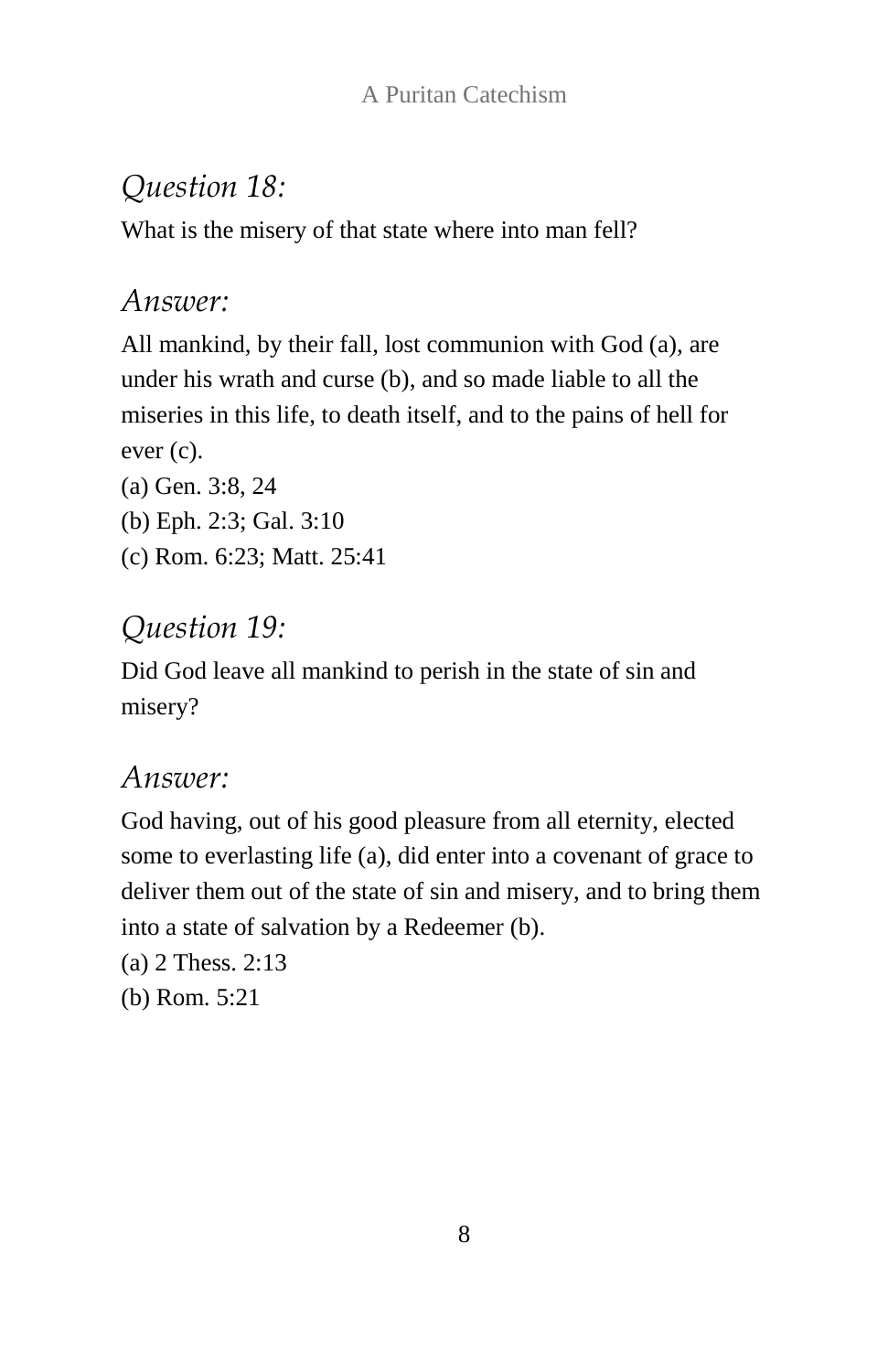*Question 18:*

What is the misery of that state where into man fell?

*Answer:*

All mankind, by their fall, lost communion with God (a), are under his wrath and curse (b), and so made liable to all the miseries in this life, to death itself, and to the pains of hell for ever (c).

(a) Gen. 3:8, 24
(b) Eph. 2:3; Gal. 3:10
(c) Rom. 6:23; Matt. 25:41

*Question 19:*

Did God leave all mankind to perish in the state of sin and misery?

*Answer:*

God having, out of his good pleasure from all eternity, elected some to everlasting life (a), did enter into a covenant of grace to deliver them out of the state of sin and misery, and to bring them into a state of salvation by a Redeemer (b).

(a) 2 Thess. 2:13
(b) Rom. 5:21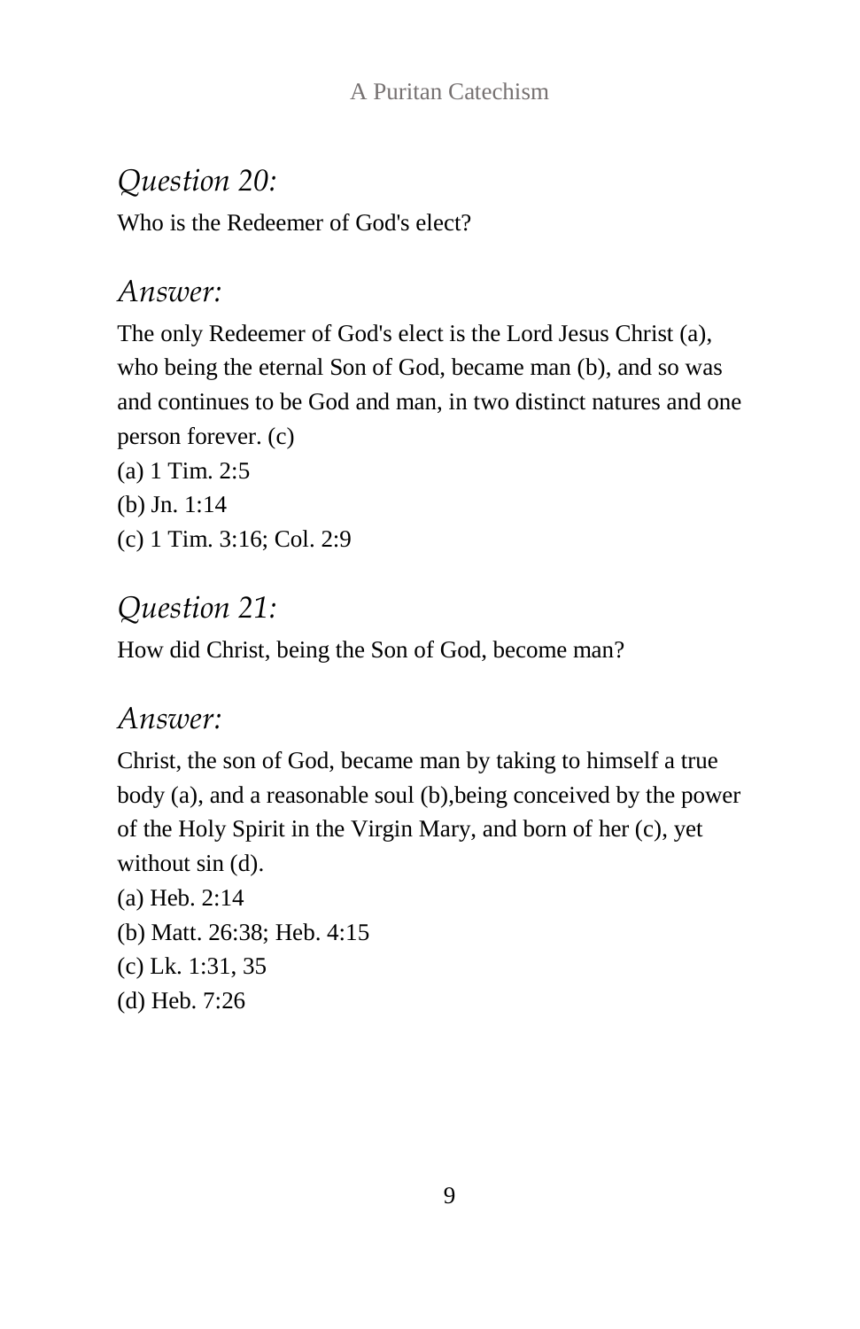*Question 20:*

Who is the Redeemer of God's elect?

*Answer:*

The only Redeemer of God's elect is the Lord Jesus Christ (a), who being the eternal Son of God, became man (b), and so was and continues to be God and man, in two distinct natures and one person forever. (c)

(a) 1 Tim. 2:5

(b) Jn. 1:14

(c) 1 Tim. 3:16; Col. 2:9

*Question 21:*

How did Christ, being the Son of God, become man?

*Answer:*

Christ, the son of God, became man by taking to himself a true body (a), and a reasonable soul (b),being conceived by the power of the Holy Spirit in the Virgin Mary, and born of her (c), yet without sin (d).

(a) Heb. 2:14

(b) Matt. 26:38; Heb. 4:15

(c) Lk. 1:31, 35

(d) Heb. 7:26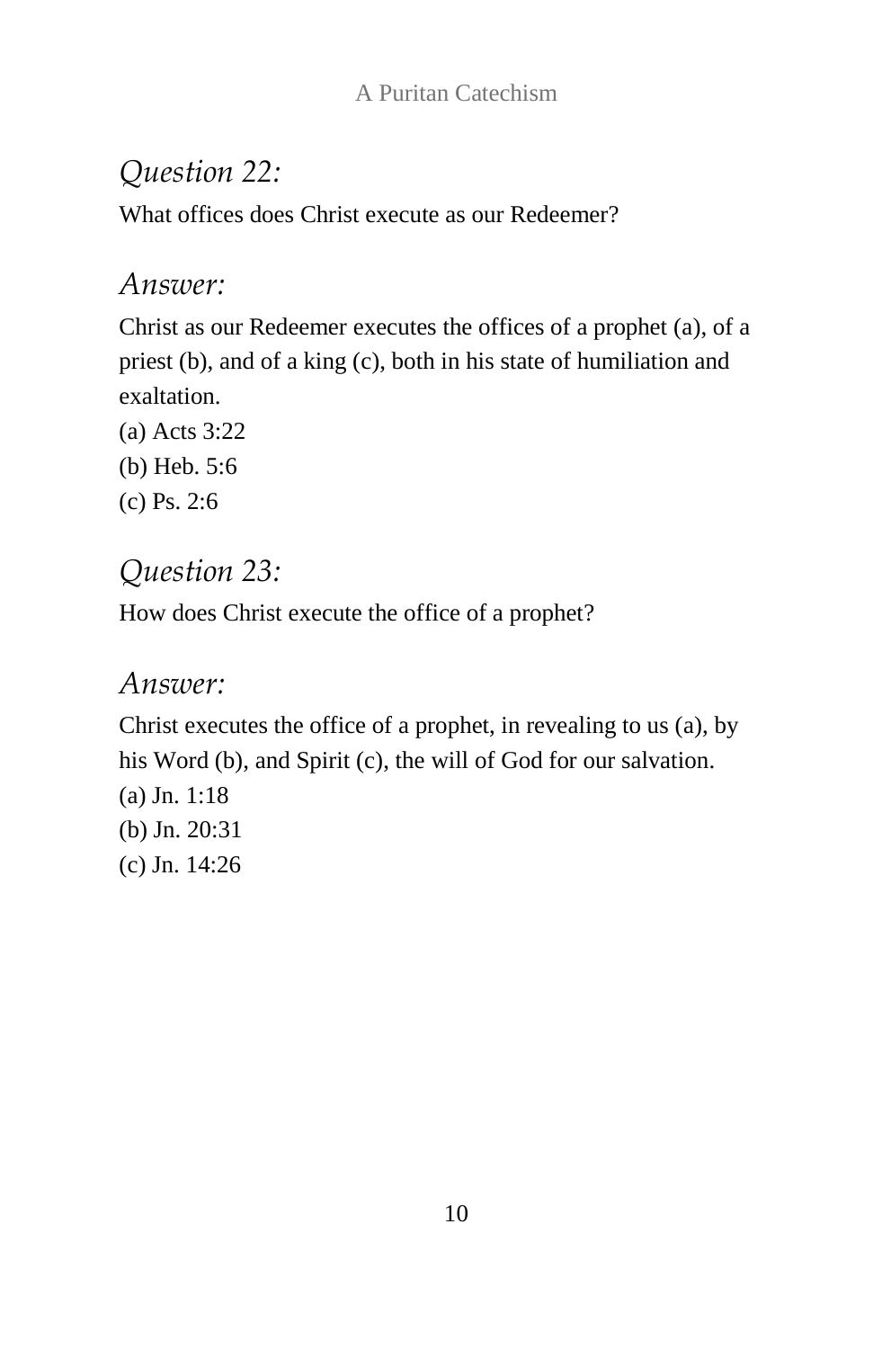*Question 22:*

What offices does Christ execute as our Redeemer?

*Answer:*

Christ as our Redeemer executes the offices of a prophet (a), of a priest (b), and of a king (c), both in his state of humiliation and exaltation.

(a) Acts 3:22
(b) Heb. 5:6
(c) Ps. 2:6

*Question 23:*

How does Christ execute the office of a prophet?

*Answer:*

Christ executes the office of a prophet, in revealing to us (a), by his Word (b), and Spirit (c), the will of God for our salvation.

(a) Jn. 1:18
(b) Jn. 20:31
(c) Jn. 14:26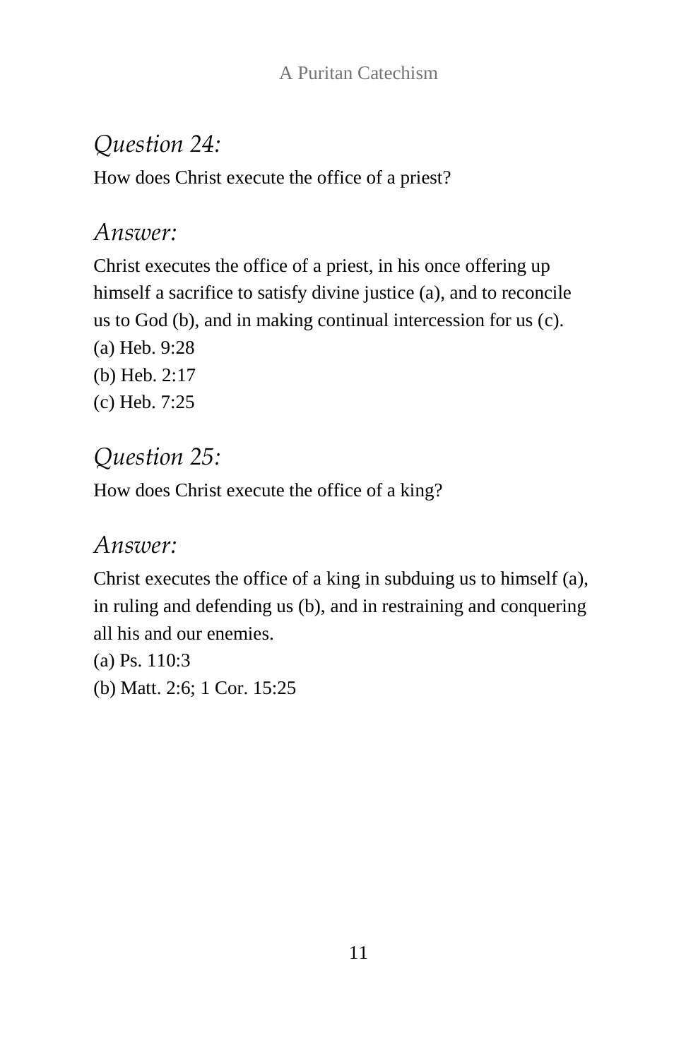## *Question 24:*

How does Christ execute the office of a priest?

## *Answer:*

Christ executes the office of a priest, in his once offering up himself a sacrifice to satisfy divine justice (a), and to reconcile us to God (b), and in making continual intercession for us (c).

(a) Heb. 9:28
(b) Heb. 2:17
(c) Heb. 7:25

## *Question 25:*

How does Christ execute the office of a king?

## *Answer:*

Christ executes the office of a king in subduing us to himself (a), in ruling and defending us (b), and in restraining and conquering all his and our enemies.

(a) Ps. 110:3
(b) Matt. 2:6; 1 Cor. 15:25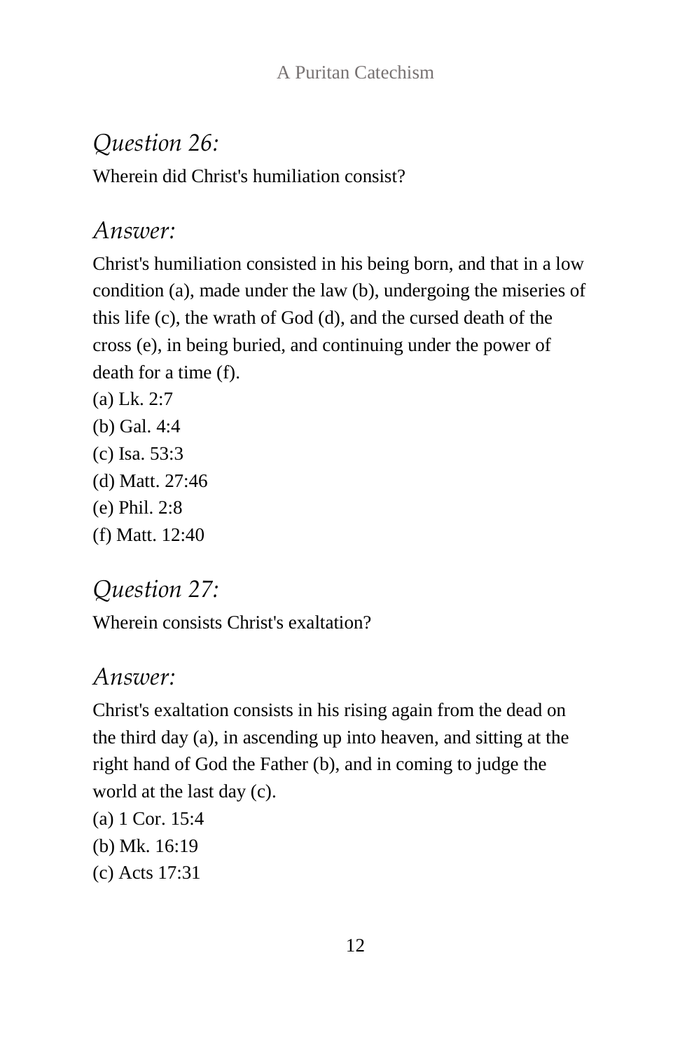## *Question 26:*

Wherein did Christ's humiliation consist?

## *Answer:*

Christ's humiliation consisted in his being born, and that in a low condition (a), made under the law (b), undergoing the miseries of this life (c), the wrath of God (d), and the cursed death of the cross (e), in being buried, and continuing under the power of death for a time (f).

(a) Lk. 2:7
(b) Gal. 4:4
(c) Isa. 53:3
(d) Matt. 27:46
(e) Phil. 2:8
(f) Matt. 12:40

## *Question 27:*

Wherein consists Christ's exaltation?

## *Answer:*

Christ's exaltation consists in his rising again from the dead on the third day (a), in ascending up into heaven, and sitting at the right hand of God the Father (b), and in coming to judge the world at the last day (c).

(a) 1 Cor. 15:4
(b) Mk. 16:19
(c) Acts 17:31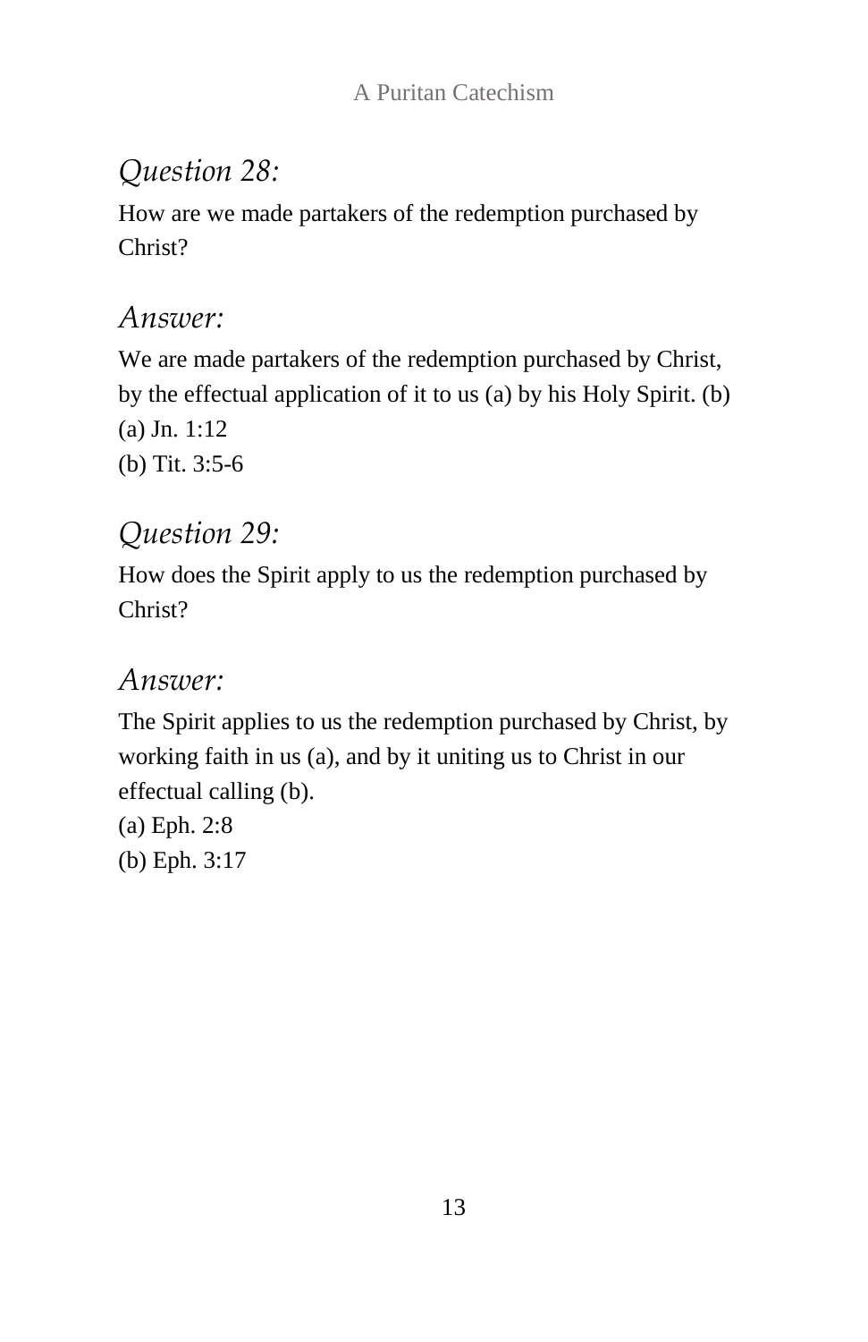*Question 28:*

How are we made partakers of the redemption purchased by Christ?

*Answer:*

We are made partakers of the redemption purchased by Christ, by the effectual application of it to us (a) by his Holy Spirit. (b)
(a) Jn. 1:12
(b) Tit. 3:5-6

*Question 29:*

How does the Spirit apply to us the redemption purchased by Christ?

*Answer:*

The Spirit applies to us the redemption purchased by Christ, by working faith in us (a), and by it uniting us to Christ in our effectual calling (b).
(a) Eph. 2:8
(b) Eph. 3:17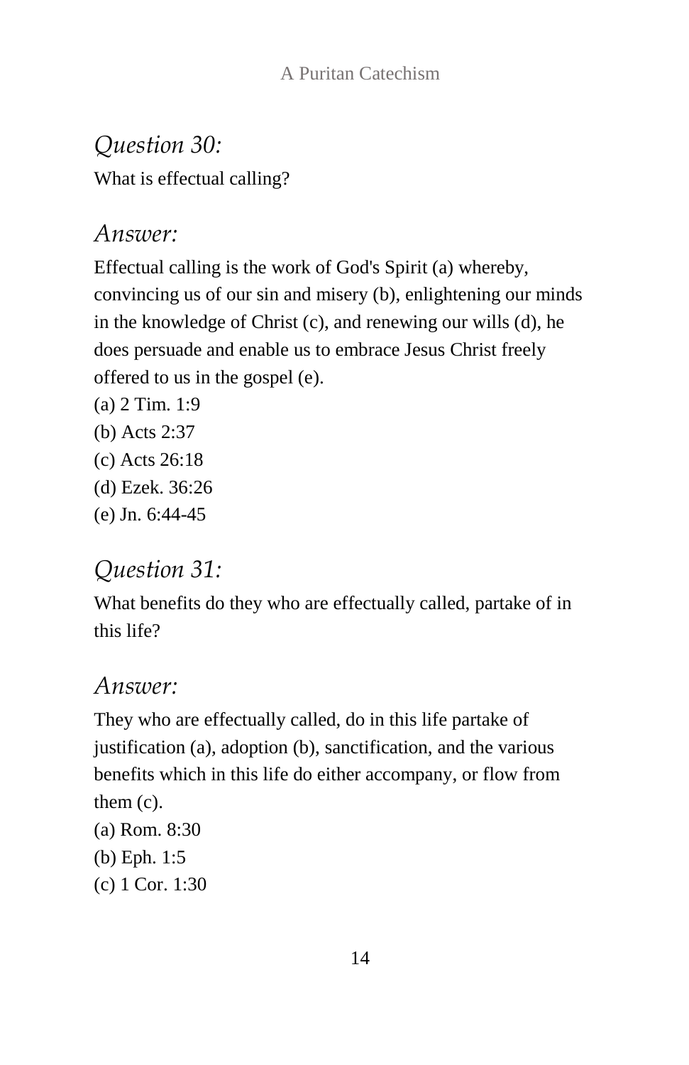## *Question 30:*

What is effectual calling?

## *Answer:*

Effectual calling is the work of God's Spirit (a) whereby, convincing us of our sin and misery (b), enlightening our minds in the knowledge of Christ (c), and renewing our wills (d), he does persuade and enable us to embrace Jesus Christ freely offered to us in the gospel (e).

(a) 2 Tim. 1:9
(b) Acts 2:37
(c) Acts 26:18
(d) Ezek. 36:26
(e) Jn. 6:44-45

## *Question 31:*

What benefits do they who are effectually called, partake of in this life?

## *Answer:*

They who are effectually called, do in this life partake of justification (a), adoption (b), sanctification, and the various benefits which in this life do either accompany, or flow from them (c).

(a) Rom. 8:30
(b) Eph. 1:5
(c) 1 Cor. 1:30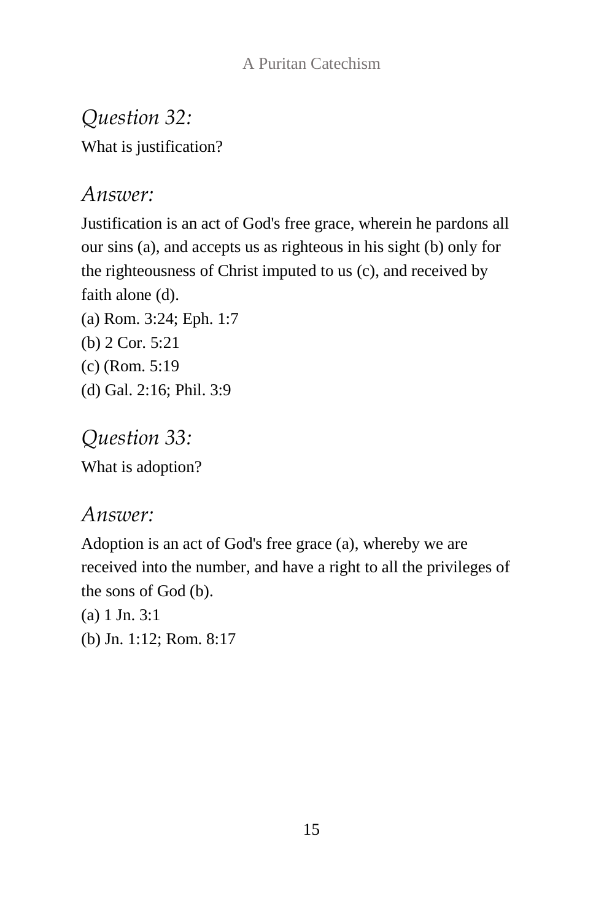*Question 32:*

What is justification?

*Answer:*

Justification is an act of God's free grace, wherein he pardons all our sins (a), and accepts us as righteous in his sight (b) only for the righteousness of Christ imputed to us (c), and received by faith alone (d).

(a) Rom. 3:24; Eph. 1:7
(b) 2 Cor. 5:21
(c) (Rom. 5:19
(d) Gal. 2:16; Phil. 3:9

*Question 33:*

What is adoption?

*Answer:*

Adoption is an act of God's free grace (a), whereby we are received into the number, and have a right to all the privileges of the sons of God (b).

(a) 1 Jn. 3:1
(b) Jn. 1:12; Rom. 8:17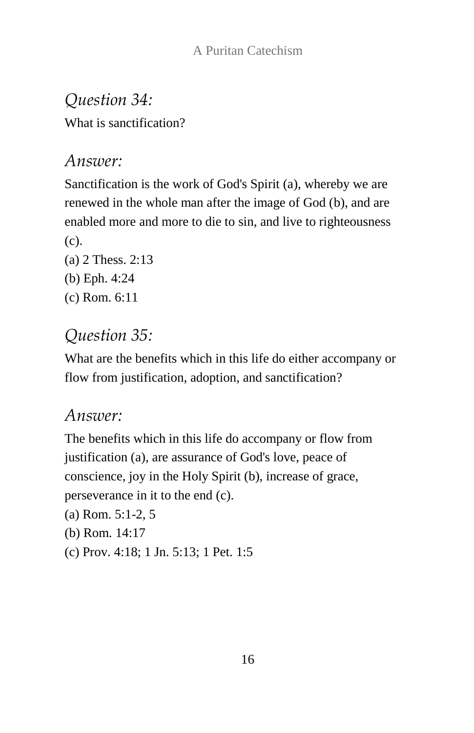*Question 34:*

What is sanctification?

*Answer:*

Sanctification is the work of God's Spirit (a), whereby we are renewed in the whole man after the image of God (b), and are enabled more and more to die to sin, and live to righteousness (c).

(a) 2 Thess. 2:13

(b) Eph. 4:24

(c) Rom. 6:11

*Question 35:*

What are the benefits which in this life do either accompany or flow from justification, adoption, and sanctification?

*Answer:*

The benefits which in this life do accompany or flow from justification (a), are assurance of God's love, peace of conscience, joy in the Holy Spirit (b), increase of grace, perseverance in it to the end (c).

(a) Rom. 5:1-2, 5

(b) Rom. 14:17

(c) Prov. 4:18; 1 Jn. 5:13; 1 Pet. 1:5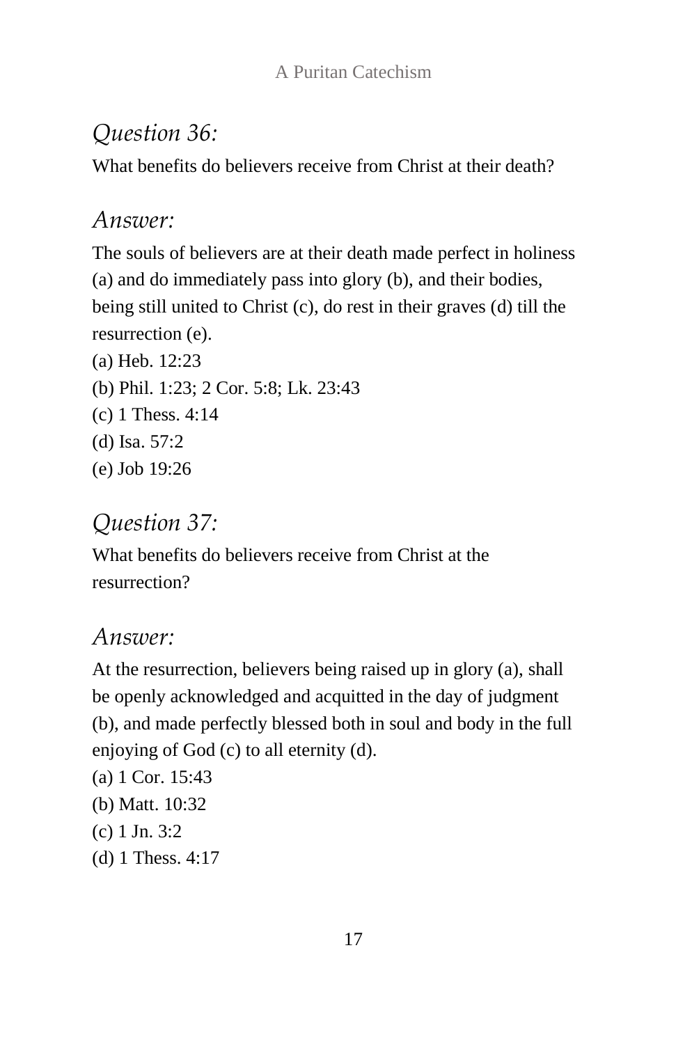## *Question 36:*

What benefits do believers receive from Christ at their death?

## *Answer:*

The souls of believers are at their death made perfect in holiness (a) and do immediately pass into glory (b), and their bodies, being still united to Christ (c), do rest in their graves (d) till the resurrection (e).

(a) Heb. 12:23
(b) Phil. 1:23; 2 Cor. 5:8; Lk. 23:43
(c) 1 Thess. 4:14
(d) Isa. 57:2
(e) Job 19:26

## *Question 37:*

What benefits do believers receive from Christ at the resurrection?

## *Answer:*

At the resurrection, believers being raised up in glory (a), shall be openly acknowledged and acquitted in the day of judgment (b), and made perfectly blessed both in soul and body in the full enjoying of God (c) to all eternity (d).

(a) 1 Cor. 15:43
(b) Matt. 10:32
(c) 1 Jn. 3:2
(d) 1 Thess. 4:17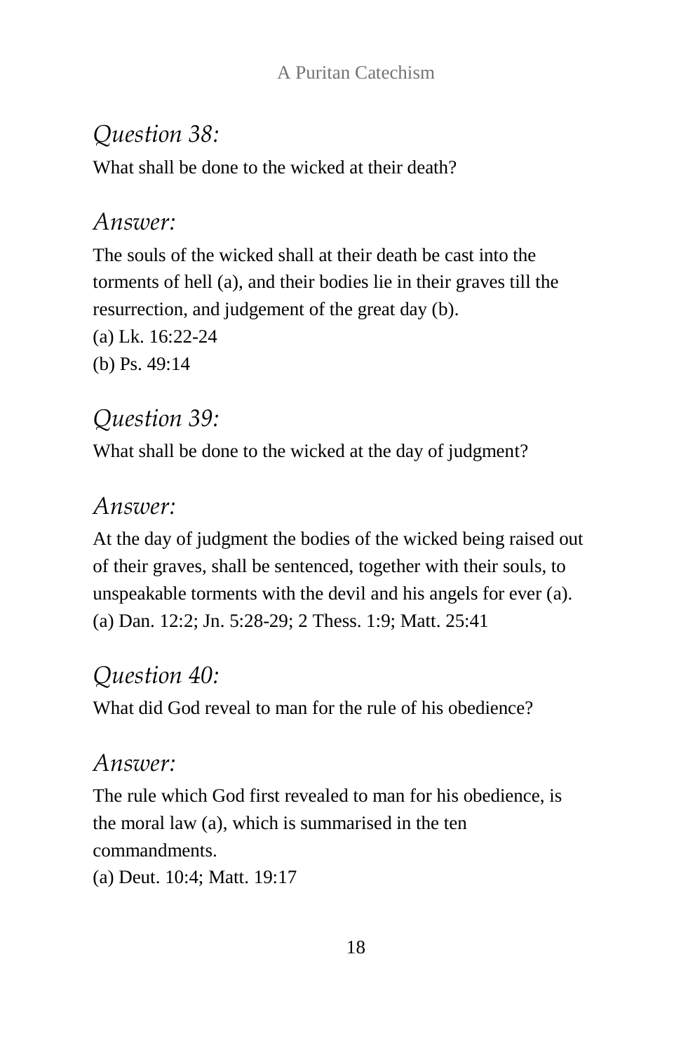*Question 38:*

What shall be done to the wicked at their death?

*Answer:*

The souls of the wicked shall at their death be cast into the torments of hell (a), and their bodies lie in their graves till the resurrection, and judgement of the great day (b).

(a) Lk. 16:22-24
(b) Ps. 49:14

*Question 39:*

What shall be done to the wicked at the day of judgment?

*Answer:*

At the day of judgment the bodies of the wicked being raised out of their graves, shall be sentenced, together with their souls, to unspeakable torments with the devil and his angels for ever (a).

(a) Dan. 12:2; Jn. 5:28-29; 2 Thess. 1:9; Matt. 25:41

*Question 40:*

What did God reveal to man for the rule of his obedience?

*Answer:*

The rule which God first revealed to man for his obedience, is the moral law (a), which is summarised in the ten commandments.

(a) Deut. 10:4; Matt. 19:17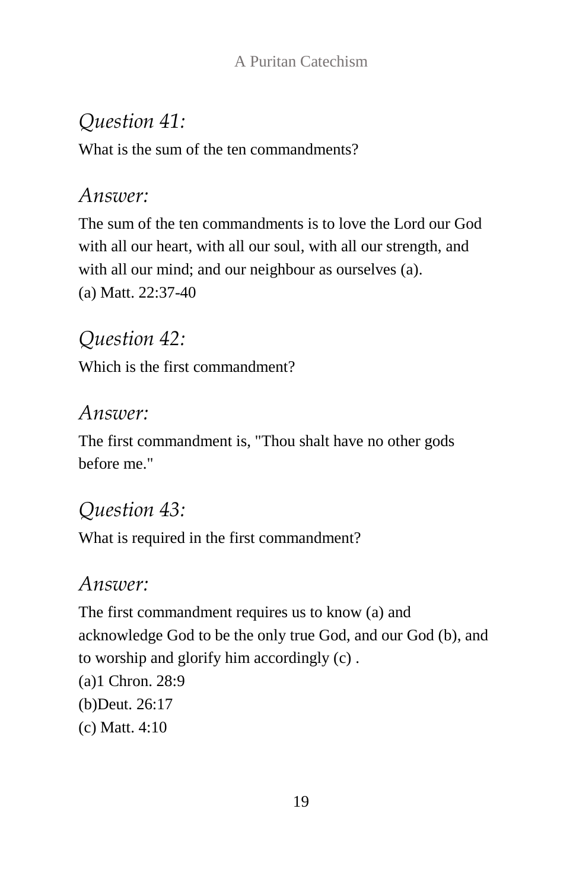*Question 41:*

What is the sum of the ten commandments?

*Answer:*

The sum of the ten commandments is to love the Lord our God with all our heart, with all our soul, with all our strength, and with all our mind; and our neighbour as ourselves (a).

(a) Matt. 22:37-40

*Question 42:*

Which is the first commandment?

*Answer:*

The first commandment is, "Thou shalt have no other gods before me."

*Question 43:*

What is required in the first commandment?

*Answer:*

The first commandment requires us to know (a) and acknowledge God to be the only true God, and our God (b), and to worship and glorify him accordingly (c) .

(a)1 Chron. 28:9

(b)Deut. 26:17

(c) Matt. 4:10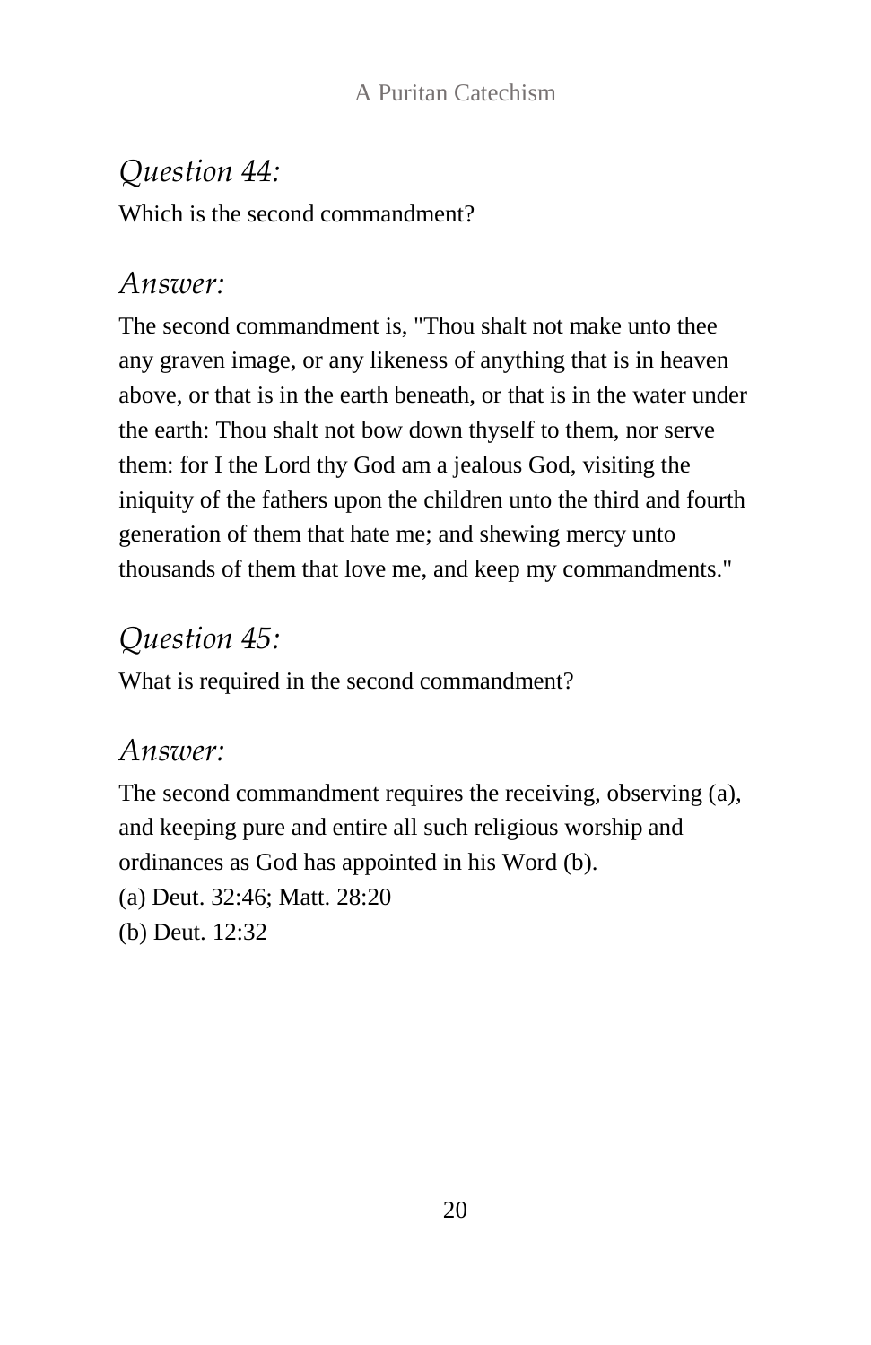## *Question 44:*

Which is the second commandment?

## *Answer:*

The second commandment is, "Thou shalt not make unto thee any graven image, or any likeness of anything that is in heaven above, or that is in the earth beneath, or that is in the water under the earth: Thou shalt not bow down thyself to them, nor serve them: for I the Lord thy God am a jealous God, visiting the iniquity of the fathers upon the children unto the third and fourth generation of them that hate me; and shewing mercy unto thousands of them that love me, and keep my commandments."

## *Question 45:*

What is required in the second commandment?

## *Answer:*

The second commandment requires the receiving, observing (a), and keeping pure and entire all such religious worship and ordinances as God has appointed in his Word (b).

(a) Deut. 32:46; Matt. 28:20

(b) Deut. 12:32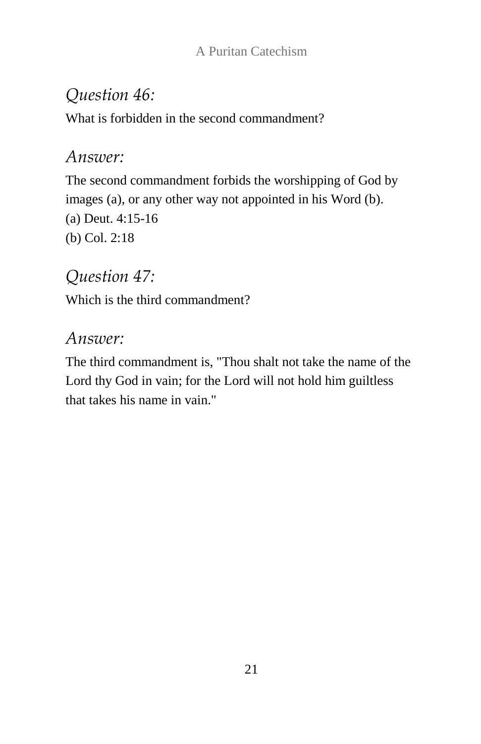*Question 46:*

What is forbidden in the second commandment?

*Answer:*

The second commandment forbids the worshipping of God by images (a), or any other way not appointed in his Word (b).

(a) Deut. 4:15-16

(b) Col. 2:18

*Question 47:*

Which is the third commandment?

*Answer:*

The third commandment is, "Thou shalt not take the name of the Lord thy God in vain; for the Lord will not hold him guiltless that takes his name in vain."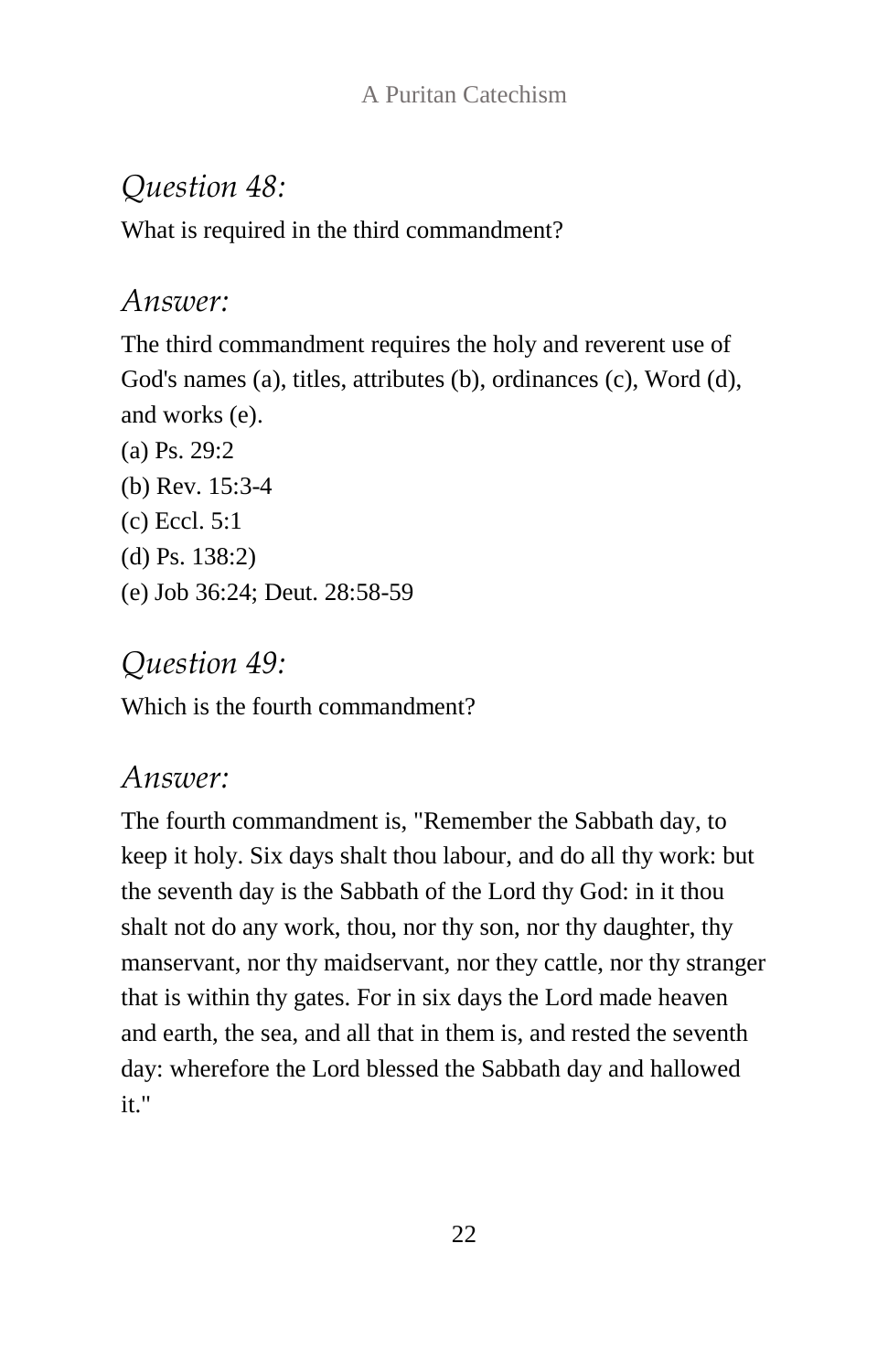## *Question 48:*

What is required in the third commandment?

## *Answer:*

The third commandment requires the holy and reverent use of God's names (a), titles, attributes (b), ordinances (c), Word (d), and works (e).

(a) Ps. 29:2
(b) Rev. 15:3-4
(c) Eccl. 5:1
(d) Ps. 138:2)
(e) Job 36:24; Deut. 28:58-59

## *Question 49:*

Which is the fourth commandment?

## *Answer:*

The fourth commandment is, "Remember the Sabbath day, to keep it holy. Six days shalt thou labour, and do all thy work: but the seventh day is the Sabbath of the Lord thy God: in it thou shalt not do any work, thou, nor thy son, nor thy daughter, thy manservant, nor thy maidservant, nor they cattle, nor thy stranger that is within thy gates. For in six days the Lord made heaven and earth, the sea, and all that in them is, and rested the seventh day: wherefore the Lord blessed the Sabbath day and hallowed it."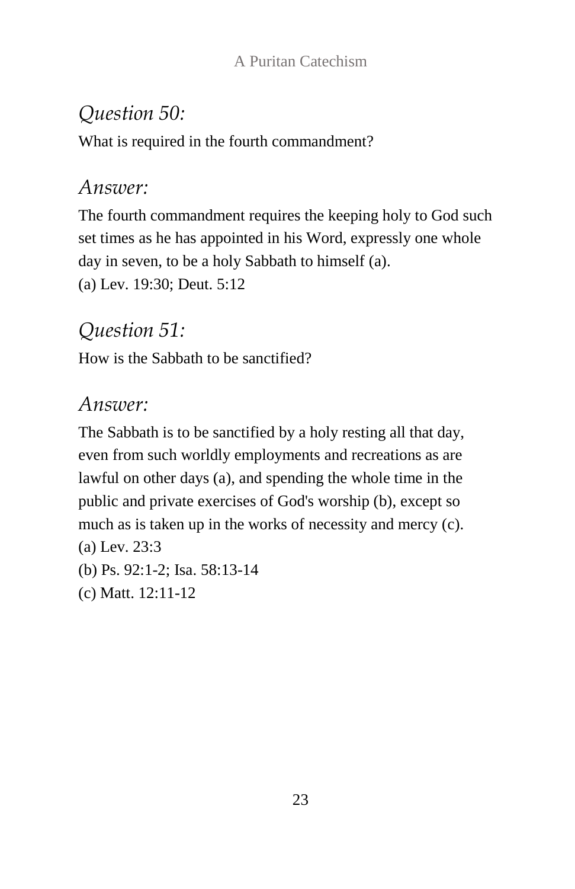## *Question 50:*

What is required in the fourth commandment?

## *Answer:*

The fourth commandment requires the keeping holy to God such set times as he has appointed in his Word, expressly one whole day in seven, to be a holy Sabbath to himself (a).

(a) Lev. 19:30; Deut. 5:12

## *Question 51:*

How is the Sabbath to be sanctified?

## *Answer:*

The Sabbath is to be sanctified by a holy resting all that day, even from such worldly employments and recreations as are lawful on other days (a), and spending the whole time in the public and private exercises of God's worship (b), except so much as is taken up in the works of necessity and mercy (c).

(a) Lev. 23:3

(b) Ps. 92:1-2; Isa. 58:13-14

(c) Matt. 12:11-12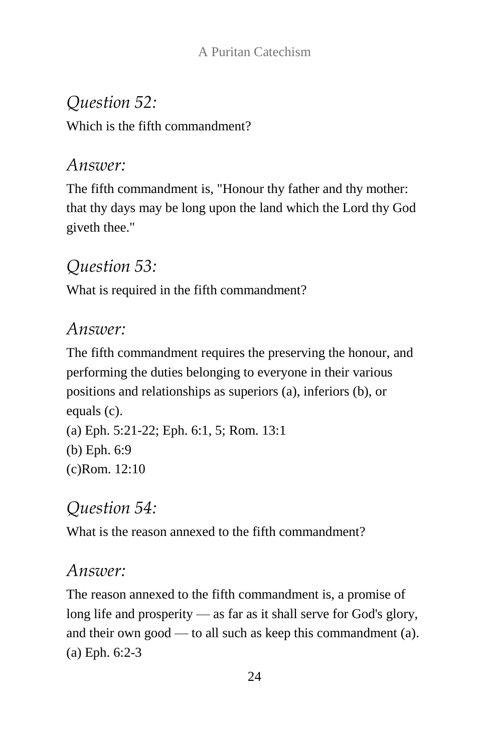*Question 52:*

Which is the fifth commandment?

*Answer:*

The fifth commandment is, "Honour thy father and thy mother: that thy days may be long upon the land which the Lord thy God giveth thee."

*Question 53:*

What is required in the fifth commandment?

*Answer:*

The fifth commandment requires the preserving the honour, and performing the duties belonging to everyone in their various positions and relationships as superiors (a), inferiors (b), or equals (c).

(a) Eph. 5:21-22; Eph. 6:1, 5; Rom. 13:1
(b) Eph. 6:9
(c)Rom. 12:10

*Question 54:*

What is the reason annexed to the fifth commandment?

*Answer:*

The reason annexed to the fifth commandment is, a promise of long life and prosperity — as far as it shall serve for God's glory, and their own good — to all such as keep this commandment (a).
(a) Eph. 6:2-3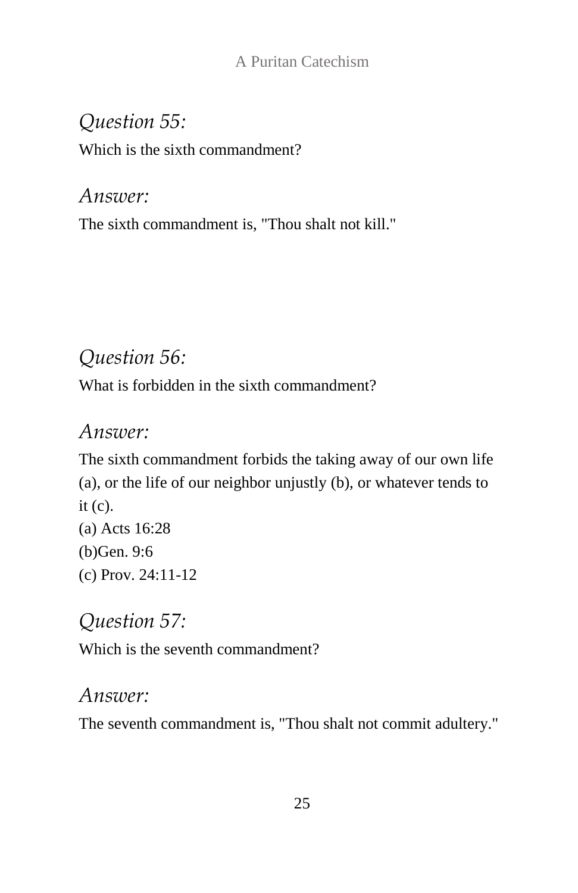*Question 55:*

Which is the sixth commandment?

*Answer:*

The sixth commandment is, "Thou shalt not kill."

*Question 56:*

What is forbidden in the sixth commandment?

*Answer:*

The sixth commandment forbids the taking away of our own life (a), or the life of our neighbor unjustly (b), or whatever tends to it (c).

(a) Acts 16:28
(b)Gen. 9:6
(c) Prov. 24:11-12

*Question 57:*

Which is the seventh commandment?

*Answer:*

The seventh commandment is, "Thou shalt not commit adultery."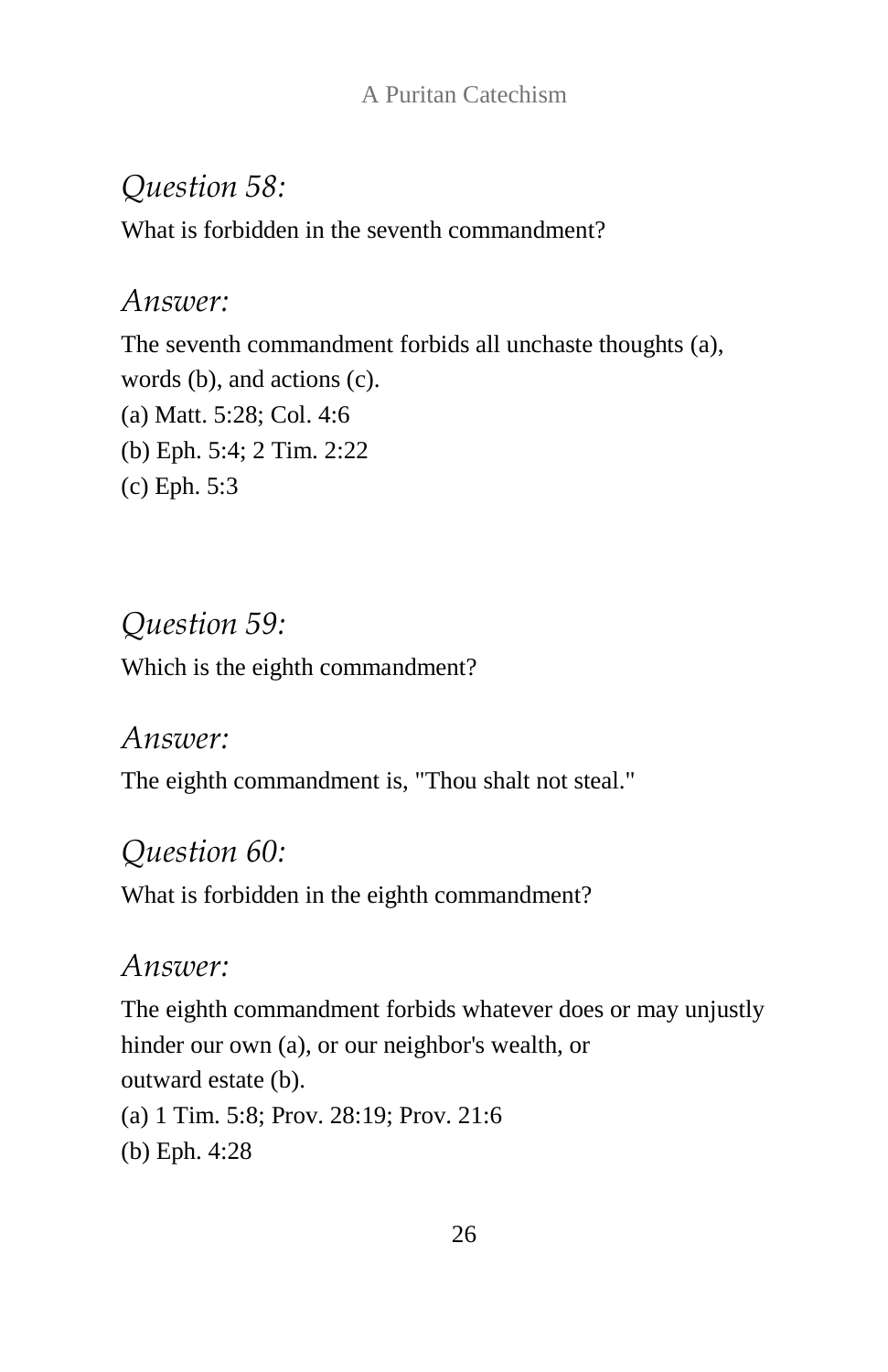*Question 58:*

What is forbidden in the seventh commandment?

*Answer:*

The seventh commandment forbids all unchaste thoughts (a), words (b), and actions (c).

(a) Matt. 5:28; Col. 4:6
(b) Eph. 5:4; 2 Tim. 2:22
(c) Eph. 5:3

*Question 59:*

Which is the eighth commandment?

*Answer:*

The eighth commandment is, "Thou shalt not steal."

*Question 60:*

What is forbidden in the eighth commandment?

*Answer:*

The eighth commandment forbids whatever does or may unjustly hinder our own (a), or our neighbor's wealth, or outward estate (b).

(a) 1 Tim. 5:8; Prov. 28:19; Prov. 21:6
(b) Eph. 4:28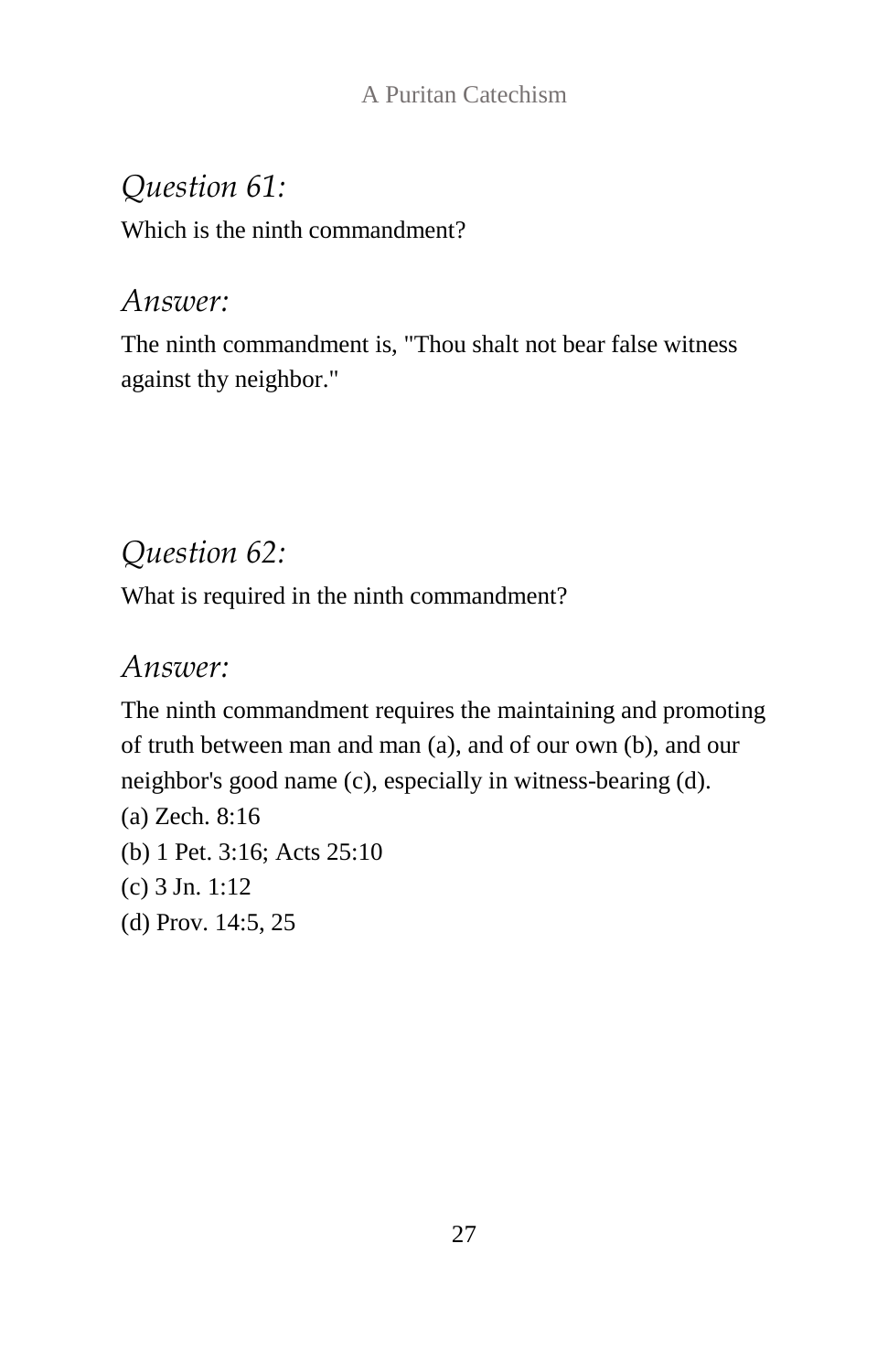*Question 61:*

Which is the ninth commandment?

*Answer:*

The ninth commandment is, "Thou shalt not bear false witness against thy neighbor."

*Question 62:*

What is required in the ninth commandment?

*Answer:*

The ninth commandment requires the maintaining and promoting of truth between man and man (a), and of our own (b), and our neighbor's good name (c), especially in witness-bearing (d).

(a) Zech. 8:16

(b) 1 Pet. 3:16; Acts 25:10

(c) 3 Jn. 1:12

(d) Prov. 14:5, 25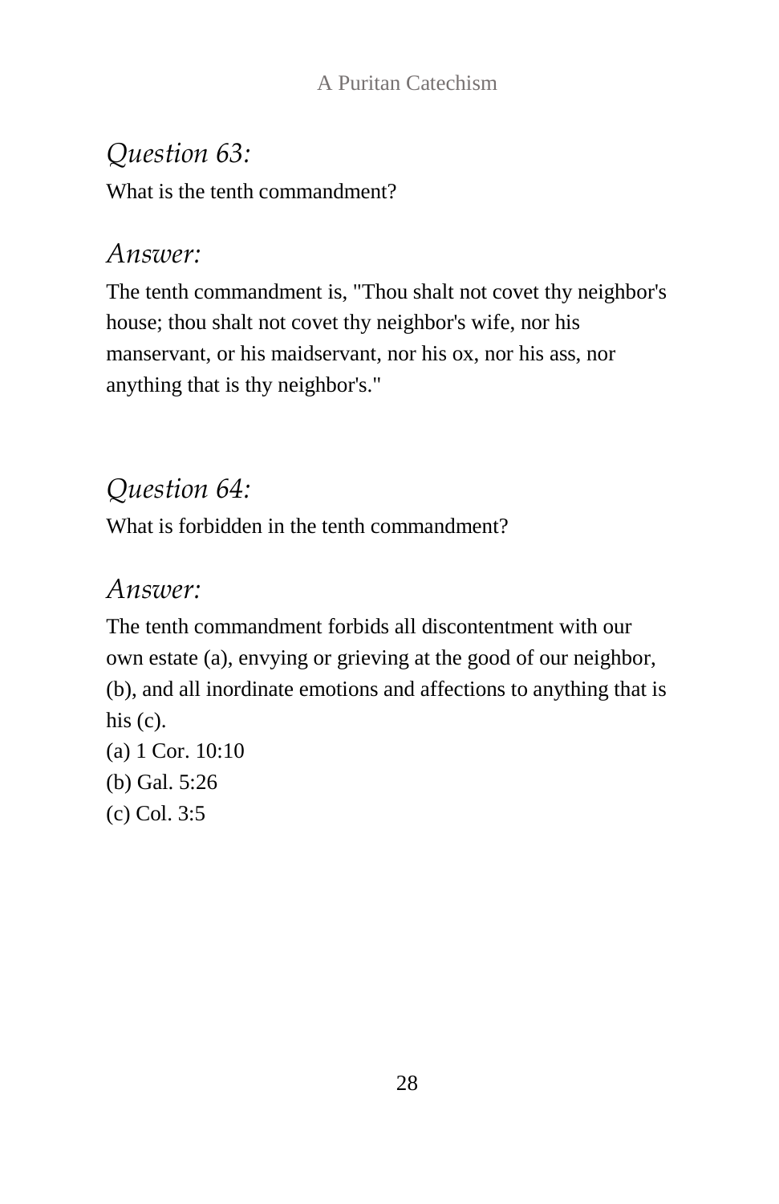*Question 63:*

What is the tenth commandment?

*Answer:*

The tenth commandment is, "Thou shalt not covet thy neighbor's house; thou shalt not covet thy neighbor's wife, nor his manservant, or his maidservant, nor his ox, nor his ass, nor anything that is thy neighbor's."

*Question 64:*

What is forbidden in the tenth commandment?

*Answer:*

The tenth commandment forbids all discontentment with our own estate (a), envying or grieving at the good of our neighbor, (b), and all inordinate emotions and affections to anything that is his (c).

(a) 1 Cor. 10:10
(b) Gal. 5:26
(c) Col. 3:5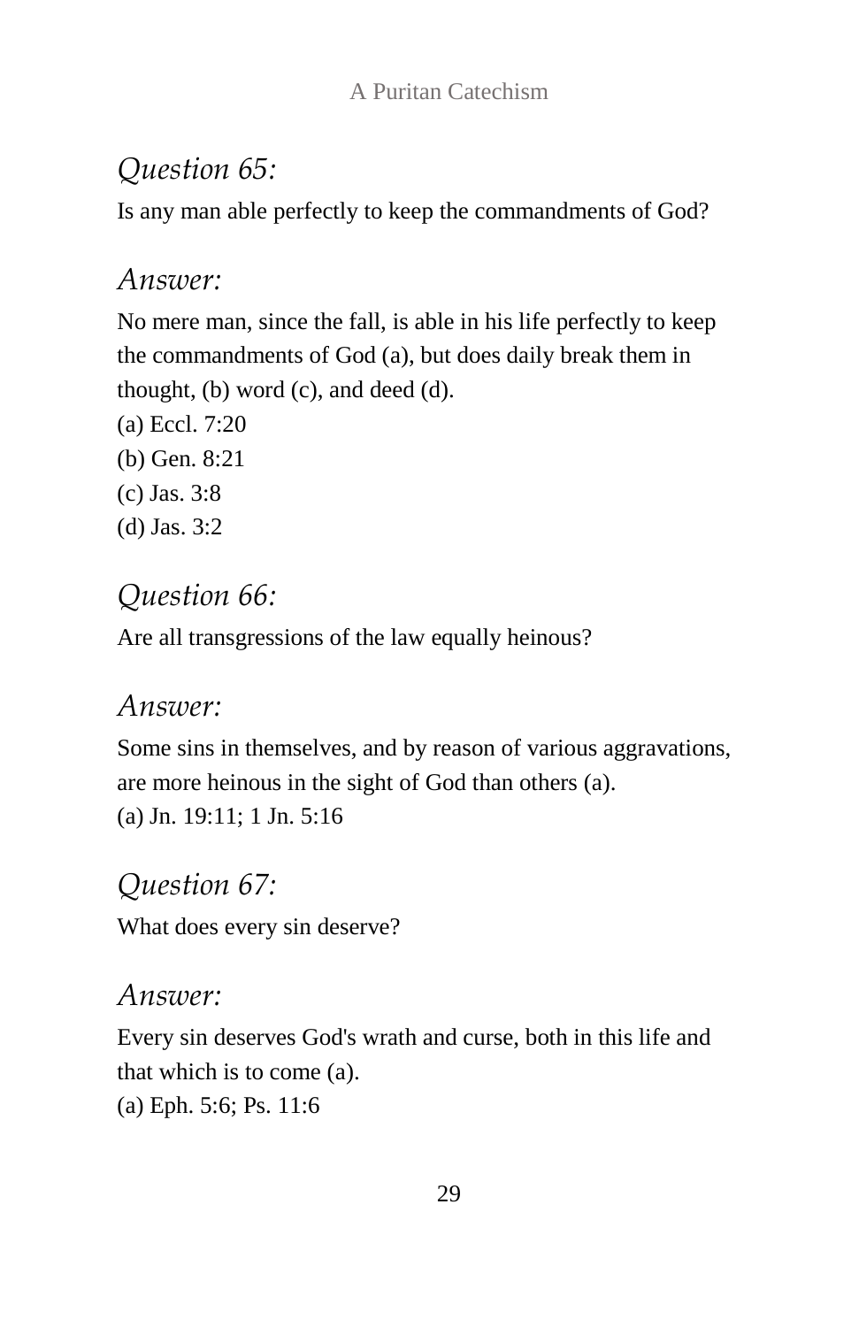*Question 65:*

Is any man able perfectly to keep the commandments of God?

*Answer:*

No mere man, since the fall, is able in his life perfectly to keep the commandments of God (a), but does daily break them in thought, (b) word (c), and deed (d).

(a) Eccl. 7:20
(b) Gen. 8:21
(c) Jas. 3:8
(d) Jas. 3:2

*Question 66:*

Are all transgressions of the law equally heinous?

*Answer:*

Some sins in themselves, and by reason of various aggravations, are more heinous in the sight of God than others (a).

(a) Jn. 19:11; 1 Jn. 5:16

*Question 67:*

What does every sin deserve?

*Answer:*

Every sin deserves God's wrath and curse, both in this life and that which is to come (a).

(a) Eph. 5:6; Ps. 11:6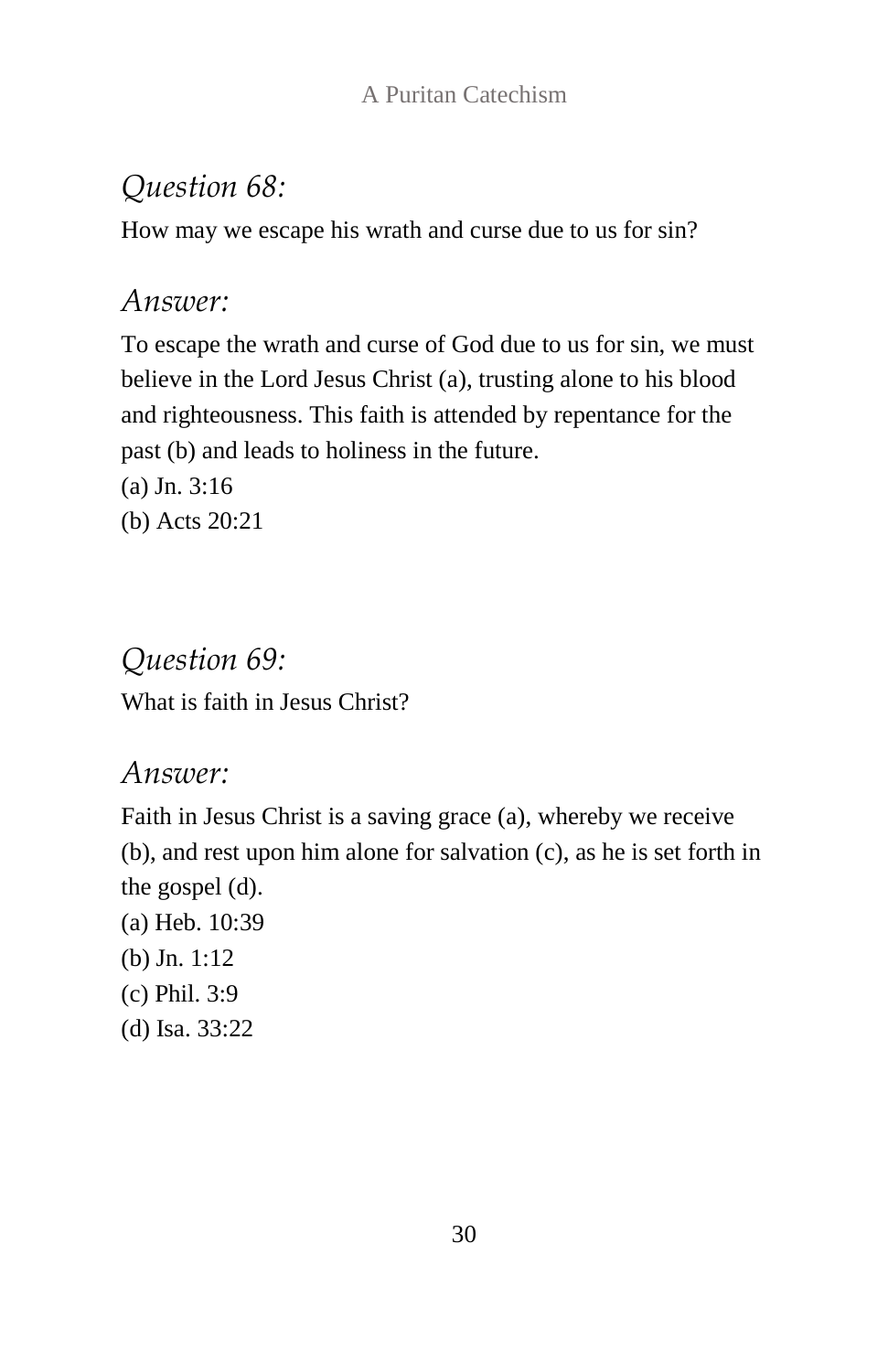## *Question 68:*

How may we escape his wrath and curse due to us for sin?

## *Answer:*

To escape the wrath and curse of God due to us for sin, we must believe in the Lord Jesus Christ (a), trusting alone to his blood and righteousness. This faith is attended by repentance for the past (b) and leads to holiness in the future.

(a) Jn. 3:16
(b) Acts 20:21

## *Question 69:*

What is faith in Jesus Christ?

## *Answer:*

Faith in Jesus Christ is a saving grace (a), whereby we receive (b), and rest upon him alone for salvation (c), as he is set forth in the gospel (d).

(a) Heb. 10:39
(b) Jn. 1:12
(c) Phil. 3:9
(d) Isa. 33:22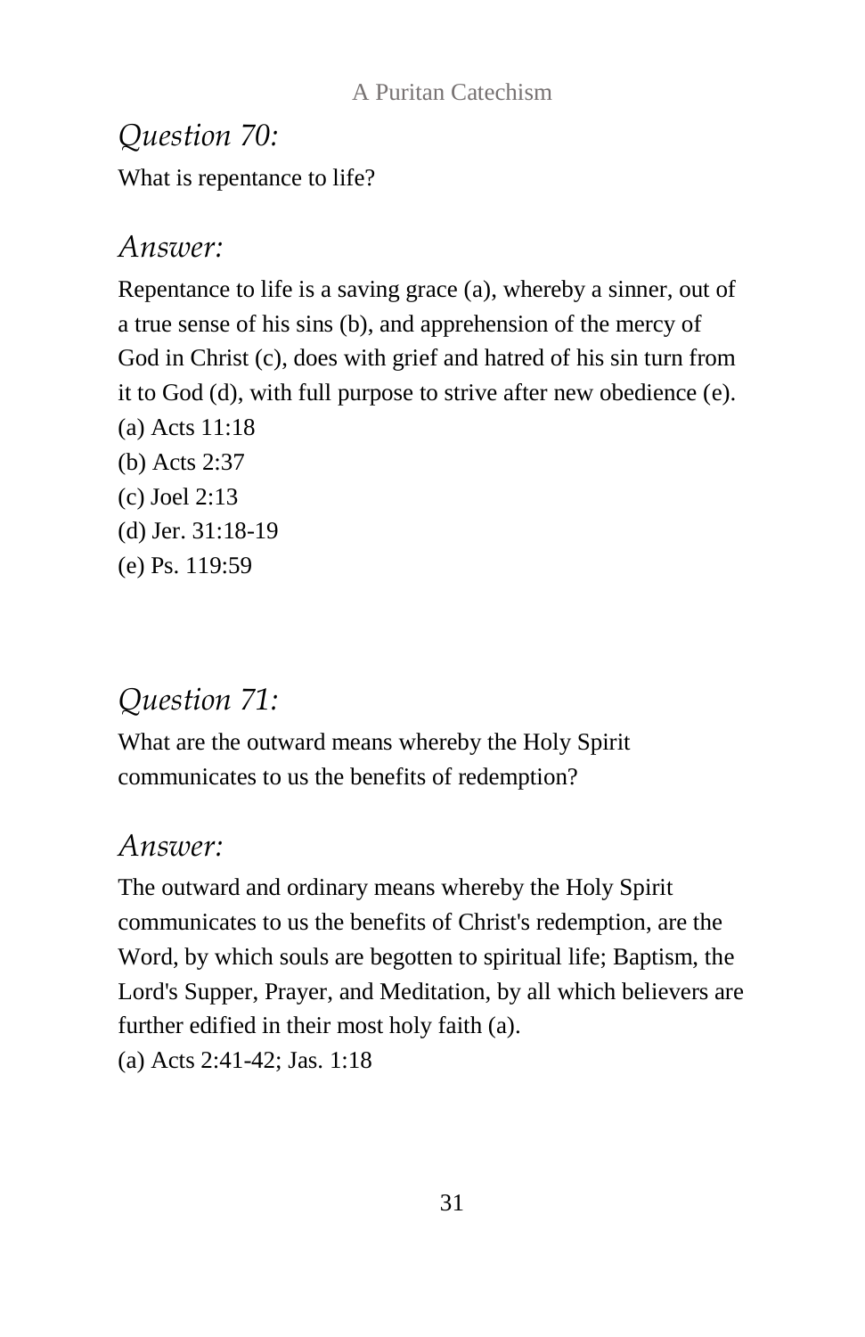## *Question 70:*

What is repentance to life?

## *Answer:*

Repentance to life is a saving grace (a), whereby a sinner, out of a true sense of his sins (b), and apprehension of the mercy of God in Christ (c), does with grief and hatred of his sin turn from it to God (d), with full purpose to strive after new obedience (e).

(a) Acts 11:18
(b) Acts 2:37
(c) Joel 2:13
(d) Jer. 31:18-19
(e) Ps. 119:59

## *Question 71:*

What are the outward means whereby the Holy Spirit communicates to us the benefits of redemption?

## *Answer:*

The outward and ordinary means whereby the Holy Spirit communicates to us the benefits of Christ's redemption, are the Word, by which souls are begotten to spiritual life; Baptism, the Lord's Supper, Prayer, and Meditation, by all which believers are further edified in their most holy faith (a).

(a) Acts 2:41-42; Jas. 1:18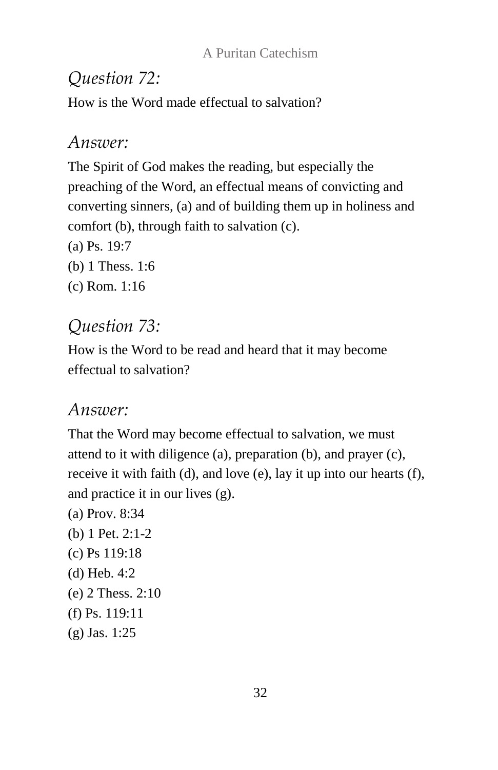## *Question 72:*

How is the Word made effectual to salvation?

## *Answer:*

The Spirit of God makes the reading, but especially the preaching of the Word, an effectual means of convicting and converting sinners, (a) and of building them up in holiness and comfort (b), through faith to salvation (c).

(a) Ps. 19:7
(b) 1 Thess. 1:6
(c) Rom. 1:16

## *Question 73:*

How is the Word to be read and heard that it may become effectual to salvation?

## *Answer:*

That the Word may become effectual to salvation, we must attend to it with diligence (a), preparation (b), and prayer (c), receive it with faith (d), and love (e), lay it up into our hearts (f), and practice it in our lives (g).

(a) Prov. 8:34
(b) 1 Pet. 2:1-2
(c) Ps 119:18
(d) Heb. 4:2
(e) 2 Thess. 2:10
(f) Ps. 119:11
(g) Jas. 1:25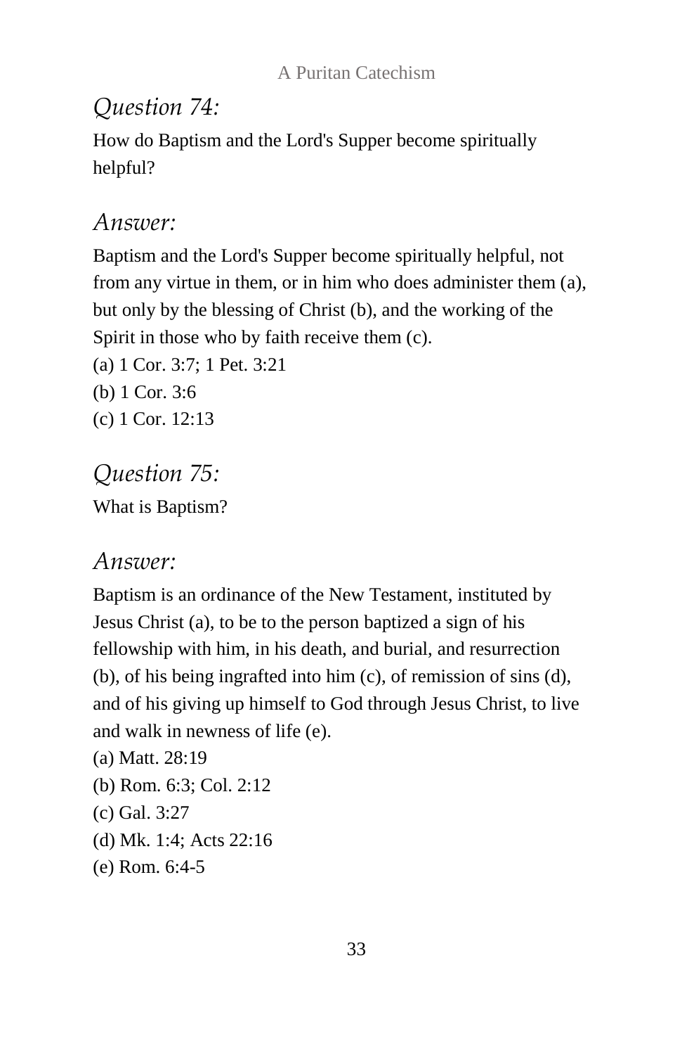## *Question 74:*

How do Baptism and the Lord's Supper become spiritually helpful?

## *Answer:*

Baptism and the Lord's Supper become spiritually helpful, not from any virtue in them, or in him who does administer them (a), but only by the blessing of Christ (b), and the working of the Spirit in those who by faith receive them (c).

(a) 1 Cor. 3:7; 1 Pet. 3:21

(b) 1 Cor. 3:6

(c) 1 Cor. 12:13

## *Question 75:*

What is Baptism?

## *Answer:*

Baptism is an ordinance of the New Testament, instituted by Jesus Christ (a), to be to the person baptized a sign of his fellowship with him, in his death, and burial, and resurrection (b), of his being ingrafted into him (c), of remission of sins (d), and of his giving up himself to God through Jesus Christ, to live and walk in newness of life (e).

(a) Matt. 28:19

(b) Rom. 6:3; Col. 2:12

(c) Gal. 3:27

(d) Mk. 1:4; Acts 22:16

(e) Rom. 6:4-5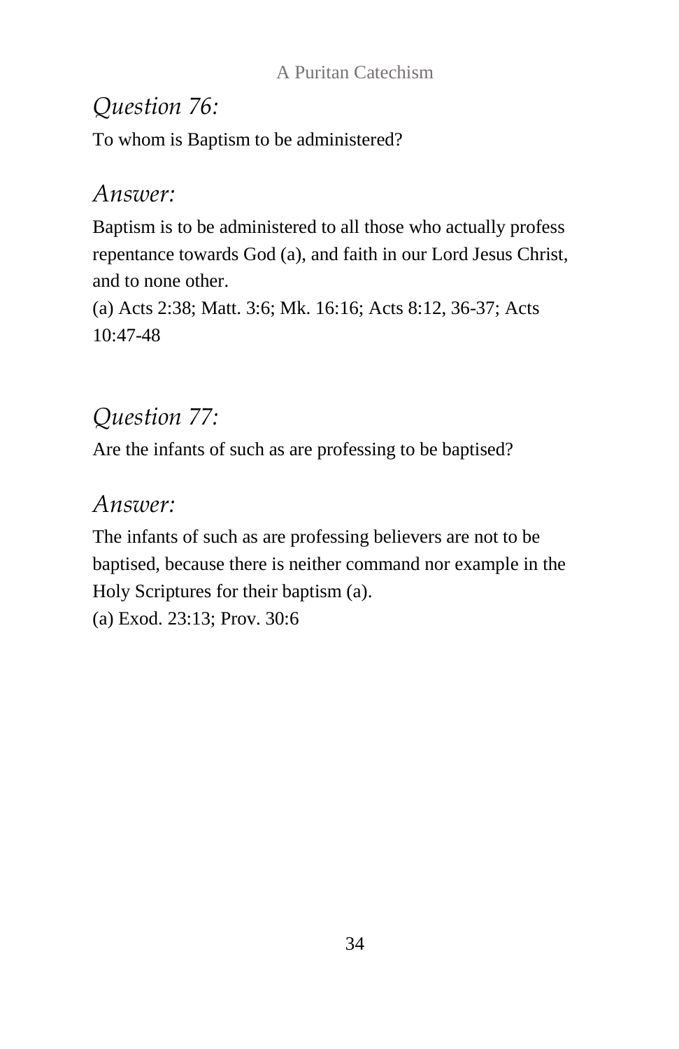*Question 76:*

To whom is Baptism to be administered?

*Answer:*

Baptism is to be administered to all those who actually profess repentance towards God (a), and faith in our Lord Jesus Christ, and to none other.

(a) Acts 2:38; Matt. 3:6; Mk. 16:16; Acts 8:12, 36-37; Acts 10:47-48

*Question 77:*

Are the infants of such as are professing to be baptised?

*Answer:*

The infants of such as are professing believers are not to be baptised, because there is neither command nor example in the Holy Scriptures for their baptism (a).

(a) Exod. 23:13; Prov. 30:6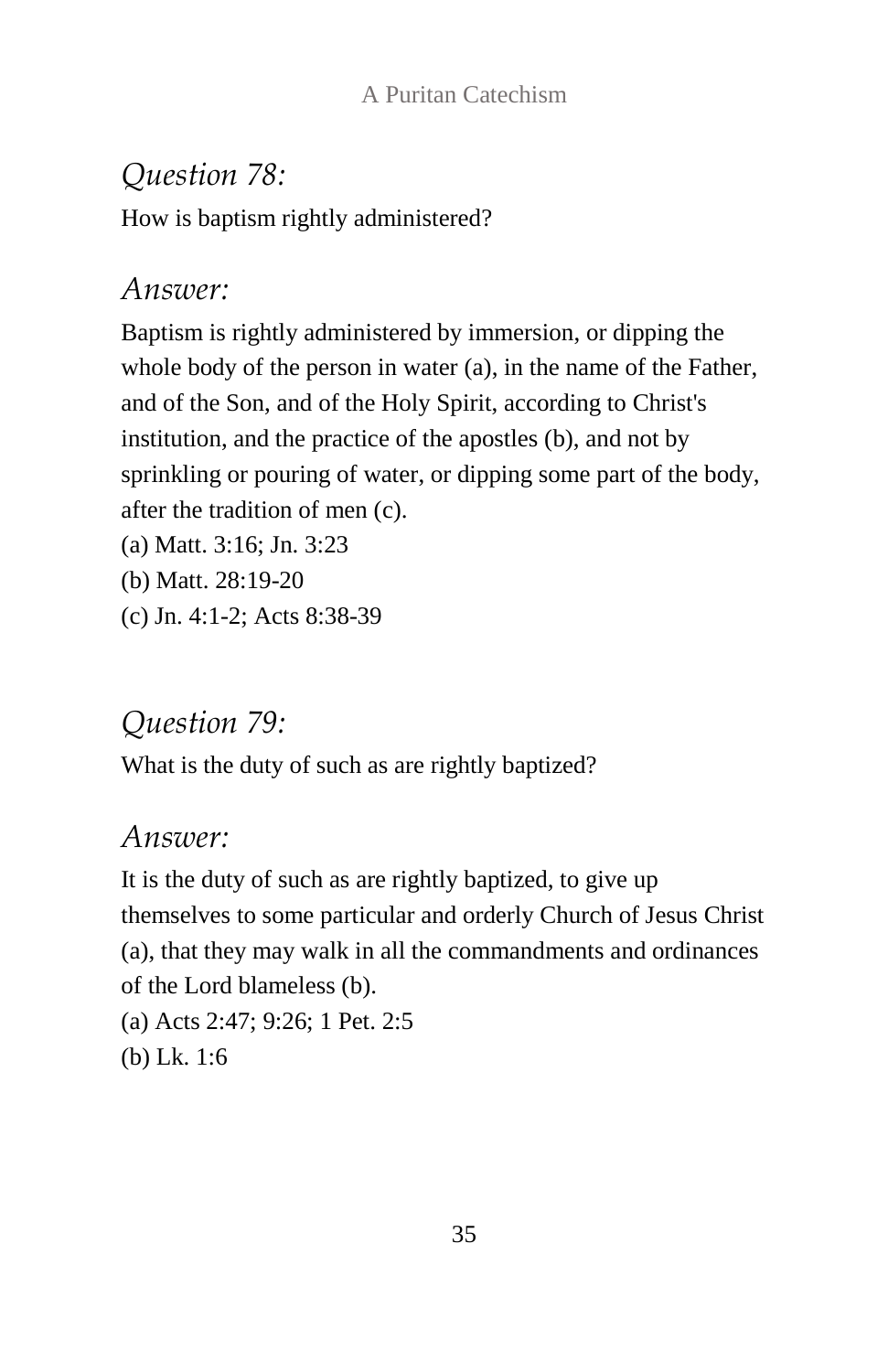## *Question 78:*

How is baptism rightly administered?

## *Answer:*

Baptism is rightly administered by immersion, or dipping the whole body of the person in water (a), in the name of the Father, and of the Son, and of the Holy Spirit, according to Christ's institution, and the practice of the apostles (b), and not by sprinkling or pouring of water, or dipping some part of the body, after the tradition of men (c).

(a) Matt. 3:16; Jn. 3:23

(b) Matt. 28:19-20

(c) Jn. 4:1-2; Acts 8:38-39

## *Question 79:*

What is the duty of such as are rightly baptized?

## *Answer:*

It is the duty of such as are rightly baptized, to give up themselves to some particular and orderly Church of Jesus Christ (a), that they may walk in all the commandments and ordinances of the Lord blameless (b).

(a) Acts 2:47; 9:26; 1 Pet. 2:5

(b) Lk. 1:6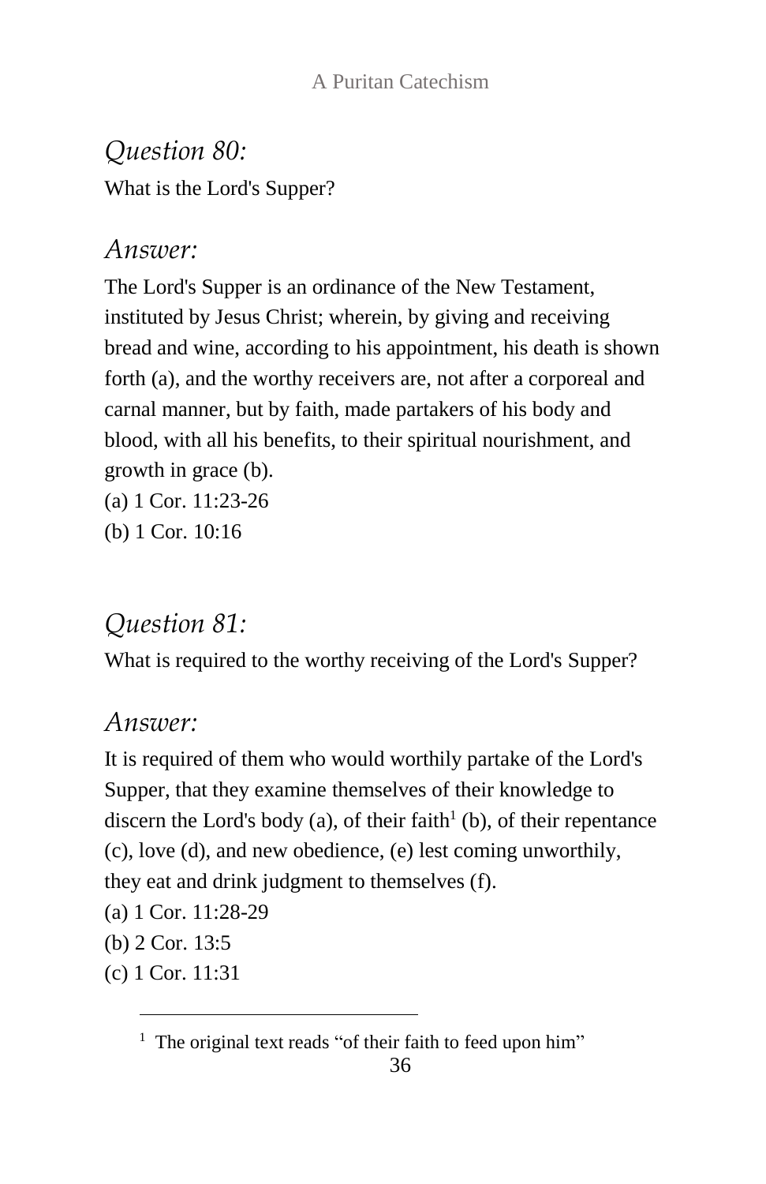## *Question 80:*

What is the Lord's Supper?

## *Answer:*

The Lord's Supper is an ordinance of the New Testament, instituted by Jesus Christ; wherein, by giving and receiving bread and wine, according to his appointment, his death is shown forth (a), and the worthy receivers are, not after a corporeal and carnal manner, but by faith, made partakers of his body and blood, with all his benefits, to their spiritual nourishment, and growth in grace (b).

(a) 1 Cor. 11:23-26

(b) 1 Cor. 10:16

## *Question 81:*

What is required to the worthy receiving of the Lord's Supper?

## *Answer:*

It is required of them who would worthily partake of the Lord's Supper, that they examine themselves of their knowledge to discern the Lord's body (a), of their faith[1] (b), of their repentance (c), love (d), and new obedience, (e) lest coming unworthily, they eat and drink judgment to themselves (f).

(a) 1 Cor. 11:28-29

(b) 2 Cor. 13:5

(c) 1 Cor. 11:31

---

[1] The original text reads "of their faith to feed upon him"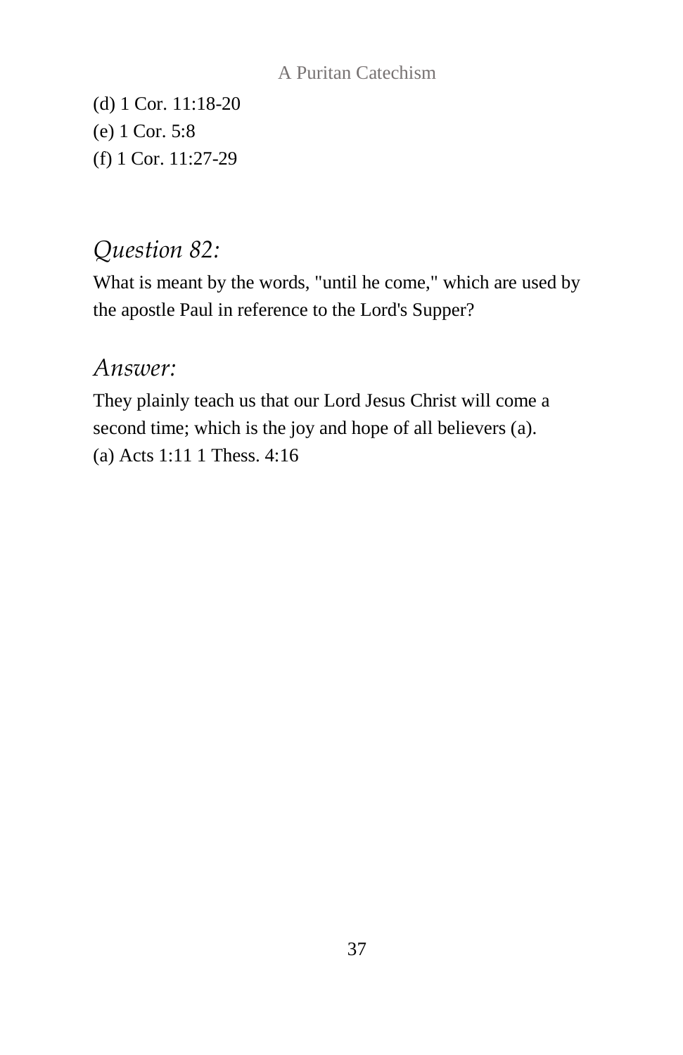(d) 1 Cor. 11:18-20
(e) 1 Cor. 5:8
(f) 1 Cor. 11:27-29

### *Question 82:*

What is meant by the words, "until he come," which are used by the apostle Paul in reference to the Lord's Supper?

### *Answer:*

They plainly teach us that our Lord Jesus Christ will come a second time; which is the joy and hope of all believers (a).
(a) Acts 1:11 1 Thess. 4:16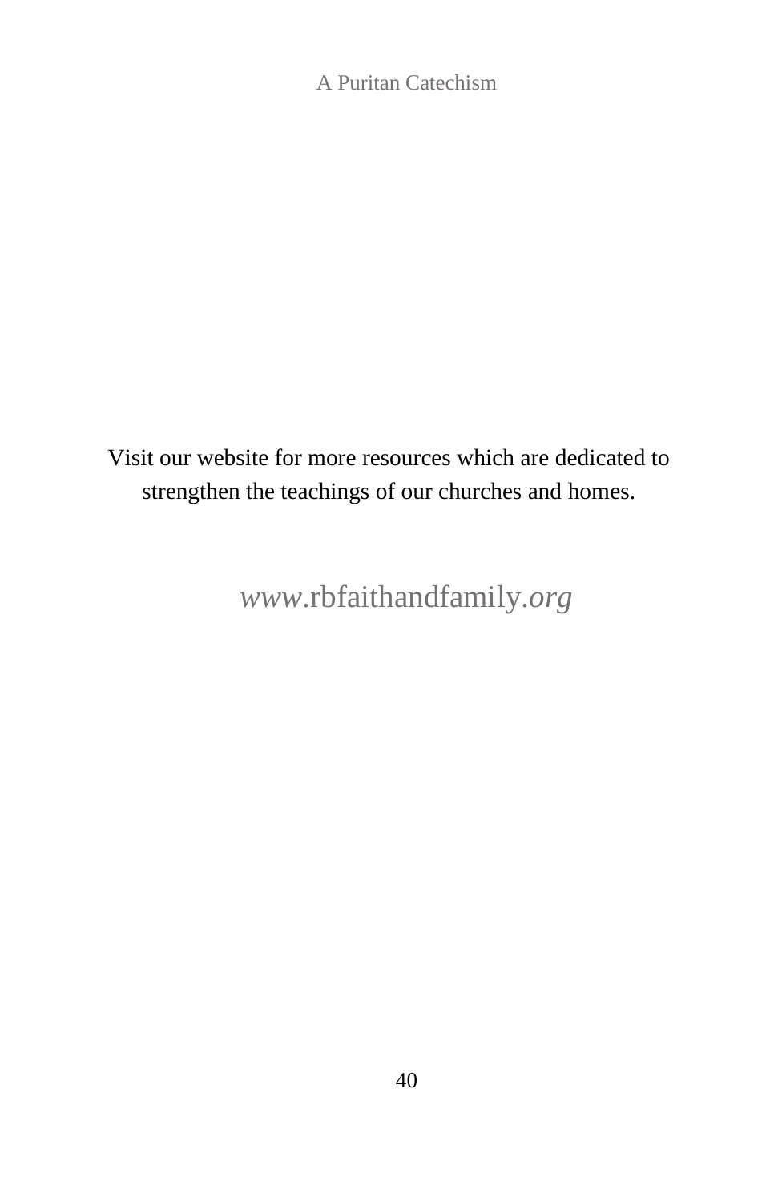Visit our website for more resources which are dedicated to strengthen the teachings of our churches and homes.

*www*.rbfaithandfamily*.org*